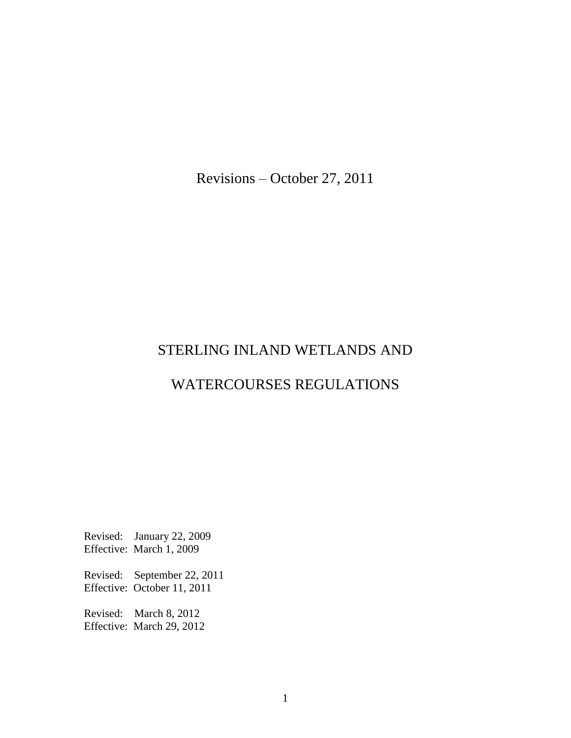Revisions – October 27, 2011

# STERLING INLAND WETLANDS AND WATERCOURSES REGULATIONS

Revised: January 22, 2009
Effective: March 1, 2009

Revised: September 22, 2011
Effective: October 11, 2011

Revised: March 8, 2012
Effective: March 29, 2012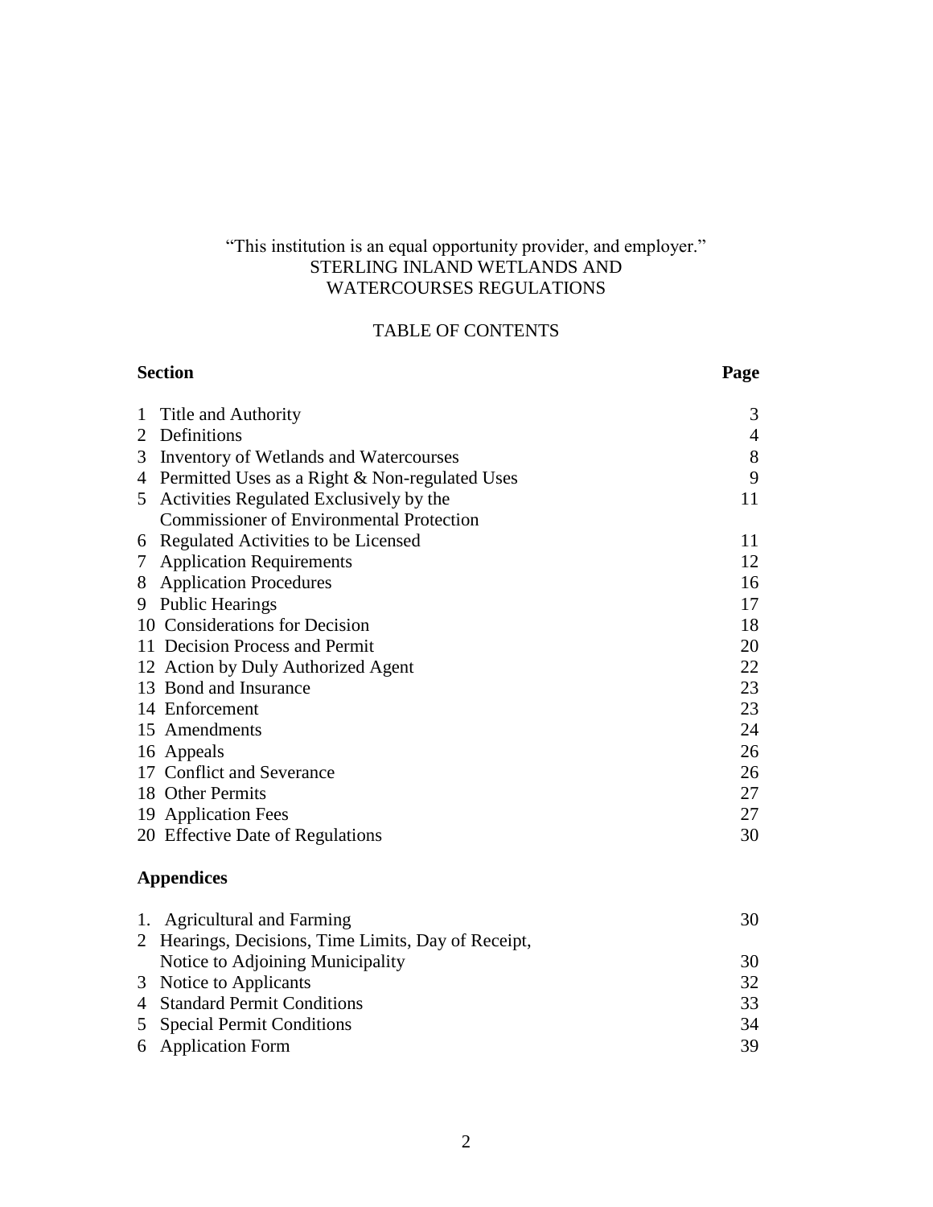"This institution is an equal opportunity provider, and employer."

# STERLING INLAND WETLANDS AND WATERCOURSES REGULATIONS

## TABLE OF CONTENTS

| Section | Page |
|---|---|
| 1 Title and Authority | 3 |
| 2 Definitions | 4 |
| 3 Inventory of Wetlands and Watercourses | 8 |
| 4 Permitted Uses as a Right & Non-regulated Uses | 9 |
| 5 Activities Regulated Exclusively by the Commissioner of Environmental Protection | 11 |
| 6 Regulated Activities to be Licensed | 11 |
| 7 Application Requirements | 12 |
| 8 Application Procedures | 16 |
| 9 Public Hearings | 17 |
| 10 Considerations for Decision | 18 |
| 11 Decision Process and Permit | 20 |
| 12 Action by Duly Authorized Agent | 22 |
| 13 Bond and Insurance | 23 |
| 14 Enforcement | 23 |
| 15 Amendments | 24 |
| 16 Appeals | 26 |
| 17 Conflict and Severance | 26 |
| 18 Other Permits | 27 |
| 19 Application Fees | 27 |
| 20 Effective Date of Regulations | 30 |

### Appendices

| Appendix | Page |
|---|---|
| 1. Agricultural and Farming | 30 |
| 2 Hearings, Decisions, Time Limits, Day of Receipt, Notice to Adjoining Municipality | 30 |
| 3 Notice to Applicants | 32 |
| 4 Standard Permit Conditions | 33 |
| 5 Special Permit Conditions | 34 |
| 6 Application Form | 39 |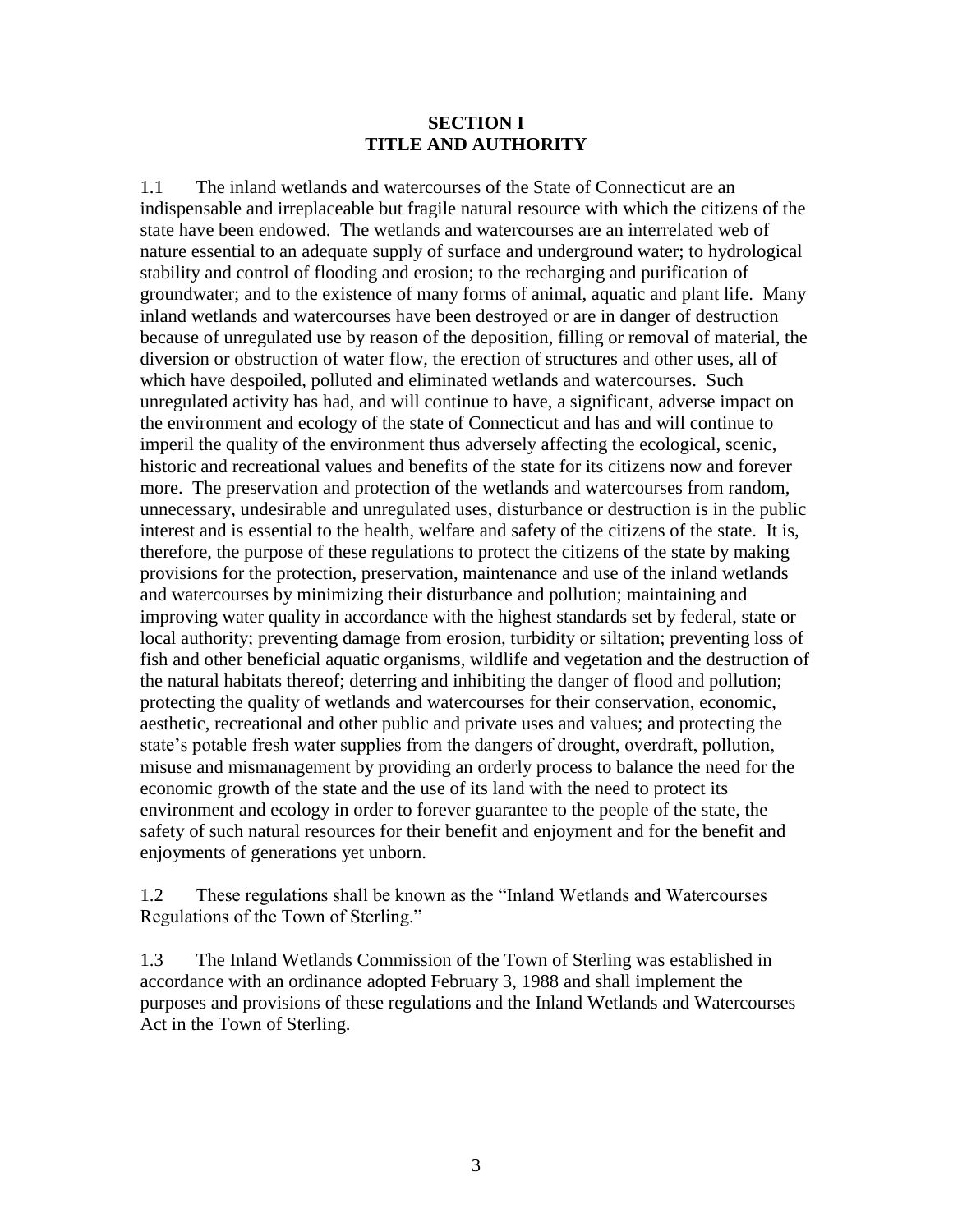## SECTION I
## TITLE AND AUTHORITY

1.1 The inland wetlands and watercourses of the State of Connecticut are an indispensable and irreplaceable but fragile natural resource with which the citizens of the state have been endowed. The wetlands and watercourses are an interrelated web of nature essential to an adequate supply of surface and underground water; to hydrological stability and control of flooding and erosion; to the recharging and purification of groundwater; and to the existence of many forms of animal, aquatic and plant life. Many inland wetlands and watercourses have been destroyed or are in danger of destruction because of unregulated use by reason of the deposition, filling or removal of material, the diversion or obstruction of water flow, the erection of structures and other uses, all of which have despoiled, polluted and eliminated wetlands and watercourses. Such unregulated activity has had, and will continue to have, a significant, adverse impact on the environment and ecology of the state of Connecticut and has and will continue to imperil the quality of the environment thus adversely affecting the ecological, scenic, historic and recreational values and benefits of the state for its citizens now and forever more. The preservation and protection of the wetlands and watercourses from random, unnecessary, undesirable and unregulated uses, disturbance or destruction is in the public interest and is essential to the health, welfare and safety of the citizens of the state. It is, therefore, the purpose of these regulations to protect the citizens of the state by making provisions for the protection, preservation, maintenance and use of the inland wetlands and watercourses by minimizing their disturbance and pollution; maintaining and improving water quality in accordance with the highest standards set by federal, state or local authority; preventing damage from erosion, turbidity or siltation; preventing loss of fish and other beneficial aquatic organisms, wildlife and vegetation and the destruction of the natural habitats thereof; deterring and inhibiting the danger of flood and pollution; protecting the quality of wetlands and watercourses for their conservation, economic, aesthetic, recreational and other public and private uses and values; and protecting the state's potable fresh water supplies from the dangers of drought, overdraft, pollution, misuse and mismanagement by providing an orderly process to balance the need for the economic growth of the state and the use of its land with the need to protect its environment and ecology in order to forever guarantee to the people of the state, the safety of such natural resources for their benefit and enjoyment and for the benefit and enjoyments of generations yet unborn.

1.2 These regulations shall be known as the "Inland Wetlands and Watercourses Regulations of the Town of Sterling."

1.3 The Inland Wetlands Commission of the Town of Sterling was established in accordance with an ordinance adopted February 3, 1988 and shall implement the purposes and provisions of these regulations and the Inland Wetlands and Watercourses Act in the Town of Sterling.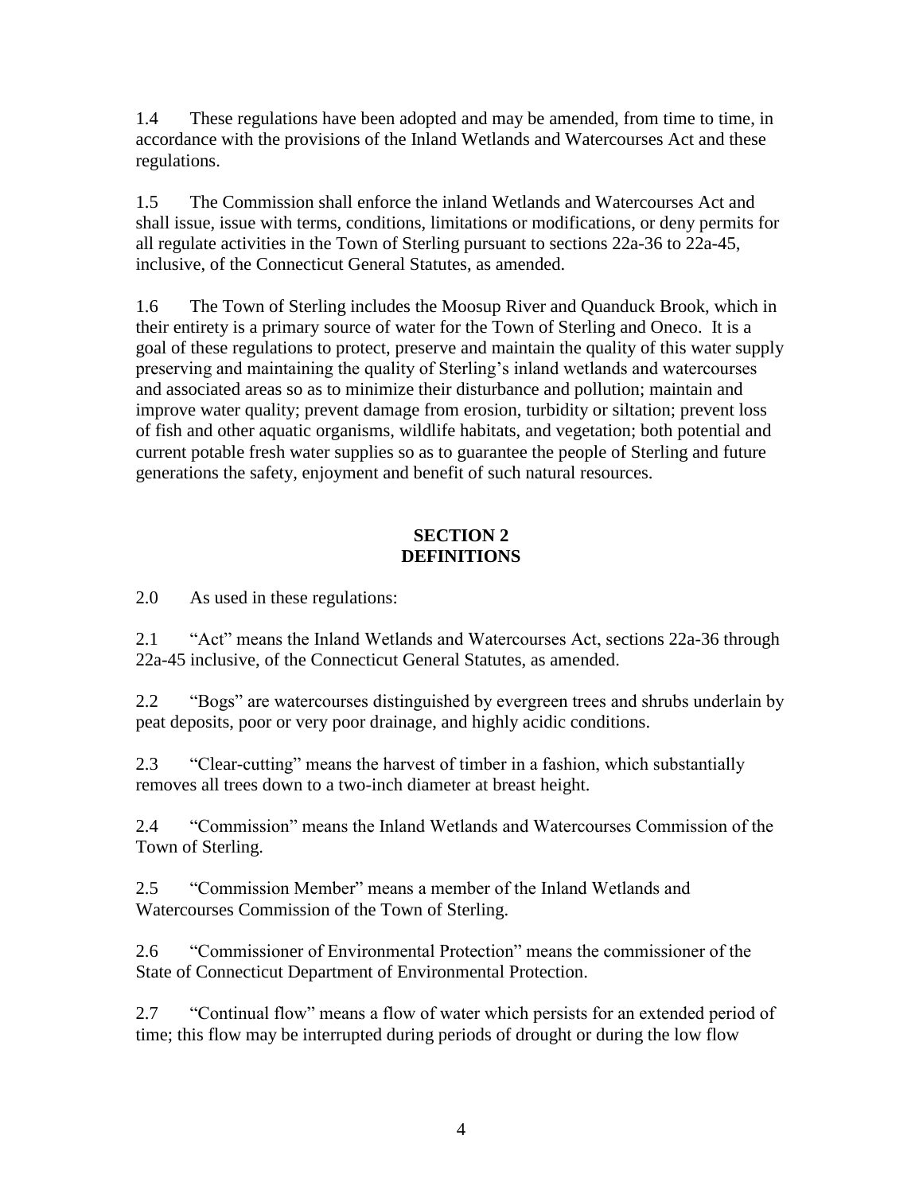1.4 These regulations have been adopted and may be amended, from time to time, in accordance with the provisions of the Inland Wetlands and Watercourses Act and these regulations.

1.5 The Commission shall enforce the inland Wetlands and Watercourses Act and shall issue, issue with terms, conditions, limitations or modifications, or deny permits for all regulate activities in the Town of Sterling pursuant to sections 22a-36 to 22a-45, inclusive, of the Connecticut General Statutes, as amended.

1.6 The Town of Sterling includes the Moosup River and Quanduck Brook, which in their entirety is a primary source of water for the Town of Sterling and Oneco. It is a goal of these regulations to protect, preserve and maintain the quality of this water supply preserving and maintaining the quality of Sterling's inland wetlands and watercourses and associated areas so as to minimize their disturbance and pollution; maintain and improve water quality; prevent damage from erosion, turbidity or siltation; prevent loss of fish and other aquatic organisms, wildlife habitats, and vegetation; both potential and current potable fresh water supplies so as to guarantee the people of Sterling and future generations the safety, enjoyment and benefit of such natural resources.

## SECTION 2
## DEFINITIONS

2.0 As used in these regulations:

2.1 "Act" means the Inland Wetlands and Watercourses Act, sections 22a-36 through 22a-45 inclusive, of the Connecticut General Statutes, as amended.

2.2 "Bogs" are watercourses distinguished by evergreen trees and shrubs underlain by peat deposits, poor or very poor drainage, and highly acidic conditions.

2.3 "Clear-cutting" means the harvest of timber in a fashion, which substantially removes all trees down to a two-inch diameter at breast height.

2.4 "Commission" means the Inland Wetlands and Watercourses Commission of the Town of Sterling.

2.5 "Commission Member" means a member of the Inland Wetlands and Watercourses Commission of the Town of Sterling.

2.6 "Commissioner of Environmental Protection" means the commissioner of the State of Connecticut Department of Environmental Protection.

2.7 "Continual flow" means a flow of water which persists for an extended period of time; this flow may be interrupted during periods of drought or during the low flow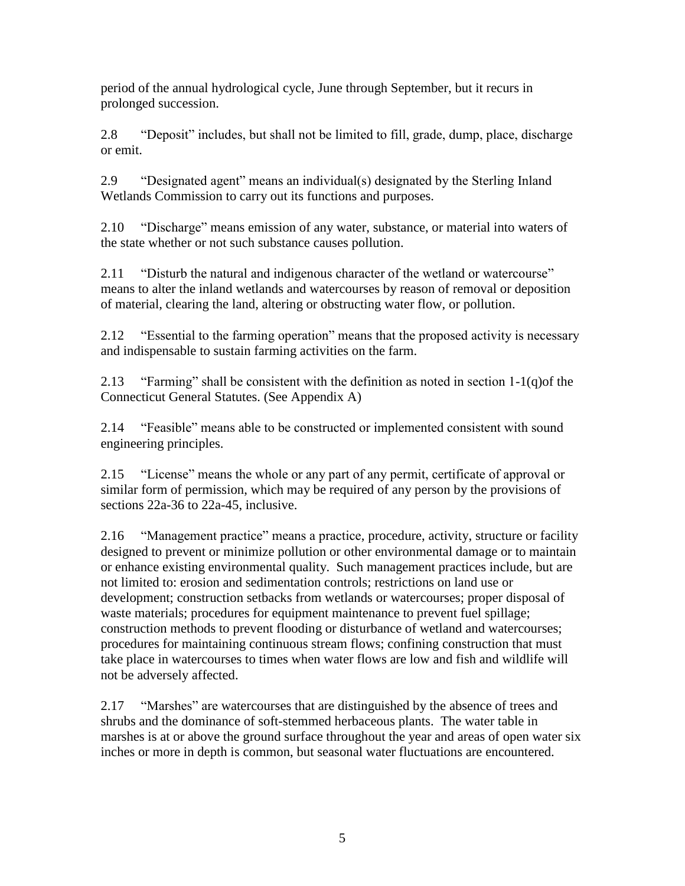period of the annual hydrological cycle, June through September, but it recurs in prolonged succession.

2.8 "Deposit" includes, but shall not be limited to fill, grade, dump, place, discharge or emit.

2.9 "Designated agent" means an individual(s) designated by the Sterling Inland Wetlands Commission to carry out its functions and purposes.

2.10 "Discharge" means emission of any water, substance, or material into waters of the state whether or not such substance causes pollution.

2.11 "Disturb the natural and indigenous character of the wetland or watercourse" means to alter the inland wetlands and watercourses by reason of removal or deposition of material, clearing the land, altering or obstructing water flow, or pollution.

2.12 "Essential to the farming operation" means that the proposed activity is necessary and indispensable to sustain farming activities on the farm.

2.13 "Farming" shall be consistent with the definition as noted in section 1-1(q)of the Connecticut General Statutes. (See Appendix A)

2.14 "Feasible" means able to be constructed or implemented consistent with sound engineering principles.

2.15 "License" means the whole or any part of any permit, certificate of approval or similar form of permission, which may be required of any person by the provisions of sections 22a-36 to 22a-45, inclusive.

2.16 "Management practice" means a practice, procedure, activity, structure or facility designed to prevent or minimize pollution or other environmental damage or to maintain or enhance existing environmental quality. Such management practices include, but are not limited to: erosion and sedimentation controls; restrictions on land use or development; construction setbacks from wetlands or watercourses; proper disposal of waste materials; procedures for equipment maintenance to prevent fuel spillage; construction methods to prevent flooding or disturbance of wetland and watercourses; procedures for maintaining continuous stream flows; confining construction that must take place in watercourses to times when water flows are low and fish and wildlife will not be adversely affected.

2.17 "Marshes" are watercourses that are distinguished by the absence of trees and shrubs and the dominance of soft-stemmed herbaceous plants. The water table in marshes is at or above the ground surface throughout the year and areas of open water six inches or more in depth is common, but seasonal water fluctuations are encountered.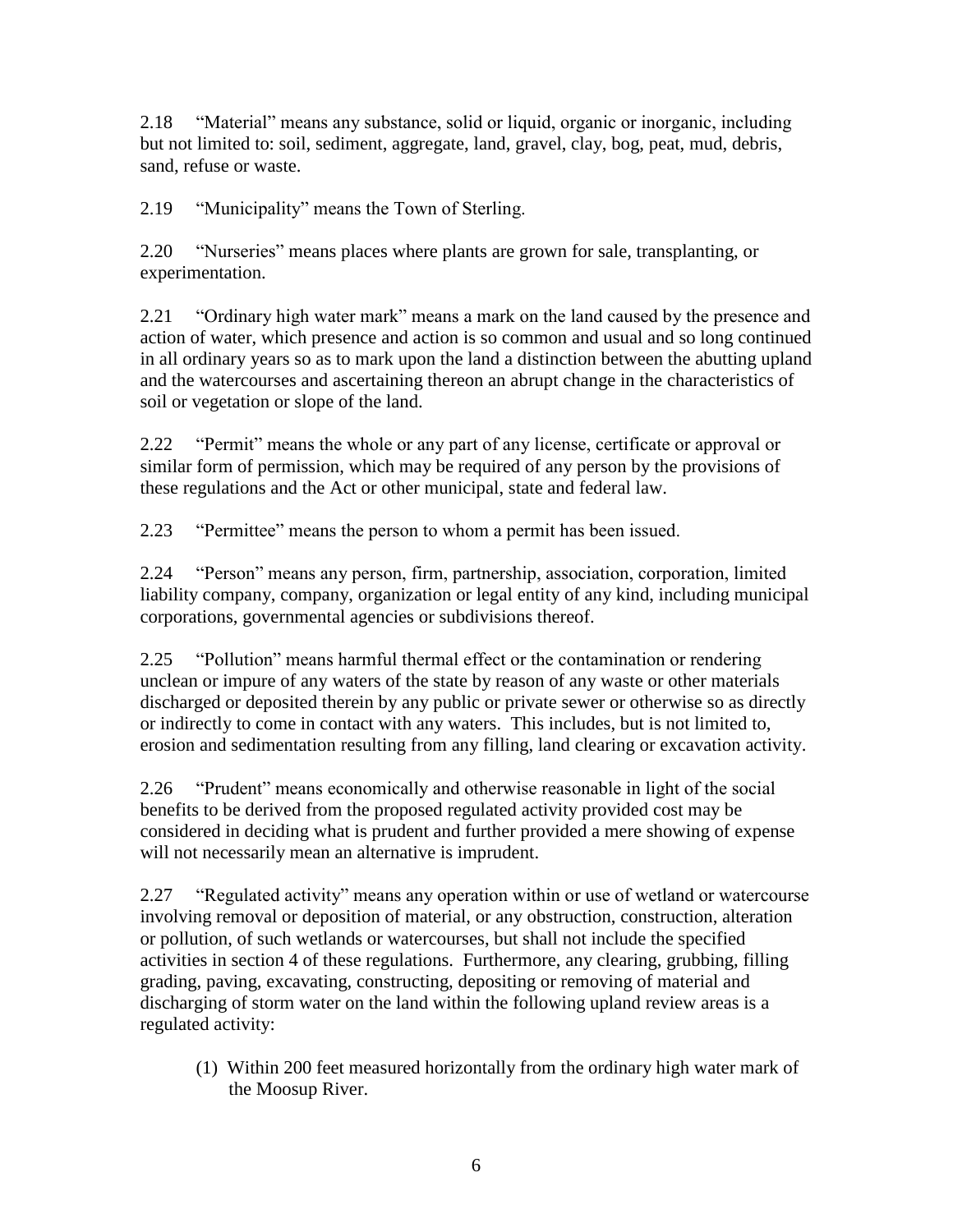2.18 "Material" means any substance, solid or liquid, organic or inorganic, including but not limited to: soil, sediment, aggregate, land, gravel, clay, bog, peat, mud, debris, sand, refuse or waste.

2.19 "Municipality" means the Town of Sterling.

2.20 "Nurseries" means places where plants are grown for sale, transplanting, or experimentation.

2.21 "Ordinary high water mark" means a mark on the land caused by the presence and action of water, which presence and action is so common and usual and so long continued in all ordinary years so as to mark upon the land a distinction between the abutting upland and the watercourses and ascertaining thereon an abrupt change in the characteristics of soil or vegetation or slope of the land.

2.22 "Permit" means the whole or any part of any license, certificate or approval or similar form of permission, which may be required of any person by the provisions of these regulations and the Act or other municipal, state and federal law.

2.23 "Permittee" means the person to whom a permit has been issued.

2.24 "Person" means any person, firm, partnership, association, corporation, limited liability company, company, organization or legal entity of any kind, including municipal corporations, governmental agencies or subdivisions thereof.

2.25 "Pollution" means harmful thermal effect or the contamination or rendering unclean or impure of any waters of the state by reason of any waste or other materials discharged or deposited therein by any public or private sewer or otherwise so as directly or indirectly to come in contact with any waters. This includes, but is not limited to, erosion and sedimentation resulting from any filling, land clearing or excavation activity.

2.26 "Prudent" means economically and otherwise reasonable in light of the social benefits to be derived from the proposed regulated activity provided cost may be considered in deciding what is prudent and further provided a mere showing of expense will not necessarily mean an alternative is imprudent.

2.27 "Regulated activity" means any operation within or use of wetland or watercourse involving removal or deposition of material, or any obstruction, construction, alteration or pollution, of such wetlands or watercourses, but shall not include the specified activities in section 4 of these regulations. Furthermore, any clearing, grubbing, filling grading, paving, excavating, constructing, depositing or removing of material and discharging of storm water on the land within the following upland review areas is a regulated activity:

(1) Within 200 feet measured horizontally from the ordinary high water mark of the Moosup River.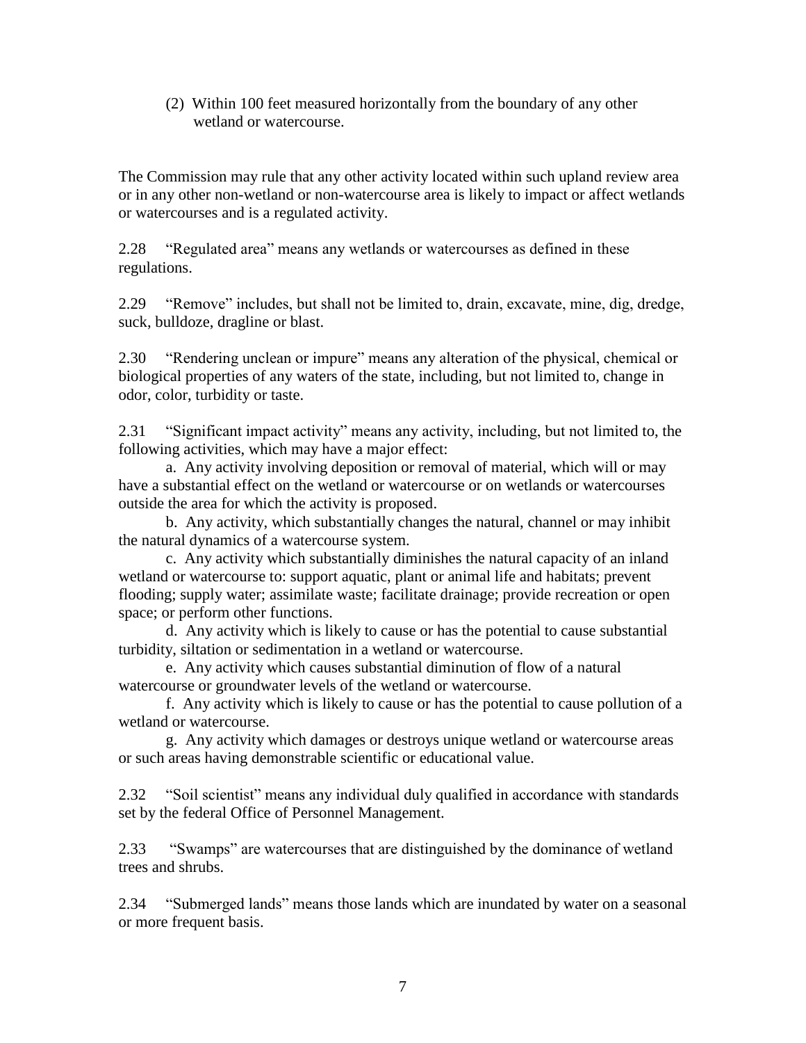(2) Within 100 feet measured horizontally from the boundary of any other wetland or watercourse.

The Commission may rule that any other activity located within such upland review area or in any other non-wetland or non-watercourse area is likely to impact or affect wetlands or watercourses and is a regulated activity.

2.28 "Regulated area" means any wetlands or watercourses as defined in these regulations.

2.29 "Remove" includes, but shall not be limited to, drain, excavate, mine, dig, dredge, suck, bulldoze, dragline or blast.

2.30 "Rendering unclean or impure" means any alteration of the physical, chemical or biological properties of any waters of the state, including, but not limited to, change in odor, color, turbidity or taste.

2.31 "Significant impact activity" means any activity, including, but not limited to, the following activities, which may have a major effect:

a. Any activity involving deposition or removal of material, which will or may have a substantial effect on the wetland or watercourse or on wetlands or watercourses outside the area for which the activity is proposed.

b. Any activity, which substantially changes the natural, channel or may inhibit the natural dynamics of a watercourse system.

c. Any activity which substantially diminishes the natural capacity of an inland wetland or watercourse to: support aquatic, plant or animal life and habitats; prevent flooding; supply water; assimilate waste; facilitate drainage; provide recreation or open space; or perform other functions.

d. Any activity which is likely to cause or has the potential to cause substantial turbidity, siltation or sedimentation in a wetland or watercourse.

e. Any activity which causes substantial diminution of flow of a natural watercourse or groundwater levels of the wetland or watercourse.

f. Any activity which is likely to cause or has the potential to cause pollution of a wetland or watercourse.

g. Any activity which damages or destroys unique wetland or watercourse areas or such areas having demonstrable scientific or educational value.

2.32 "Soil scientist" means any individual duly qualified in accordance with standards set by the federal Office of Personnel Management.

2.33 "Swamps" are watercourses that are distinguished by the dominance of wetland trees and shrubs.

2.34 "Submerged lands" means those lands which are inundated by water on a seasonal or more frequent basis.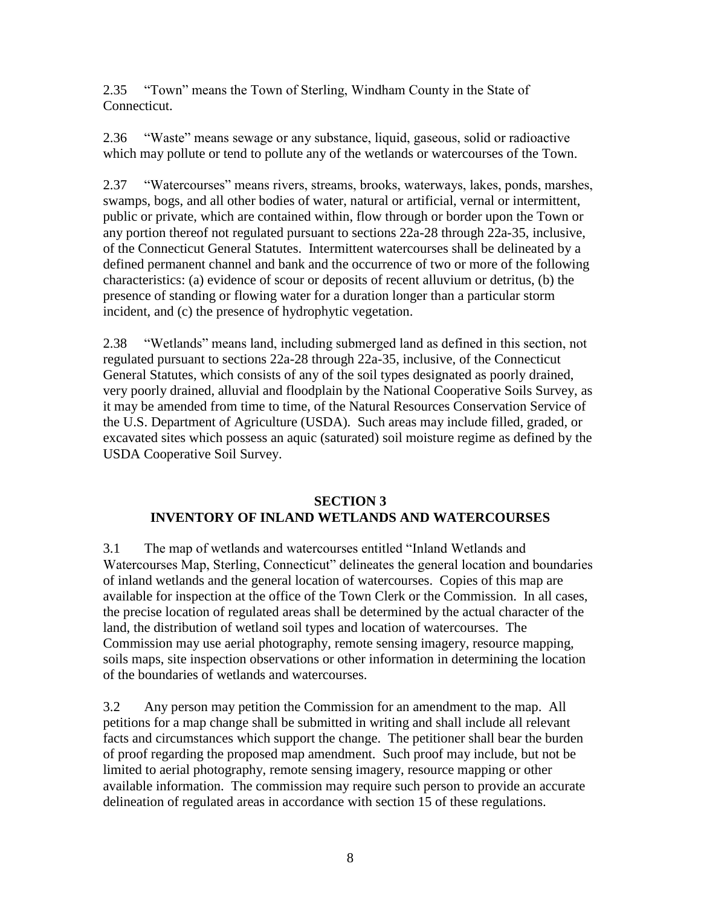2.35 "Town" means the Town of Sterling, Windham County in the State of Connecticut.

2.36 "Waste" means sewage or any substance, liquid, gaseous, solid or radioactive which may pollute or tend to pollute any of the wetlands or watercourses of the Town.

2.37 "Watercourses" means rivers, streams, brooks, waterways, lakes, ponds, marshes, swamps, bogs, and all other bodies of water, natural or artificial, vernal or intermittent, public or private, which are contained within, flow through or border upon the Town or any portion thereof not regulated pursuant to sections 22a-28 through 22a-35, inclusive, of the Connecticut General Statutes. Intermittent watercourses shall be delineated by a defined permanent channel and bank and the occurrence of two or more of the following characteristics: (a) evidence of scour or deposits of recent alluvium or detritus, (b) the presence of standing or flowing water for a duration longer than a particular storm incident, and (c) the presence of hydrophytic vegetation.

2.38 "Wetlands" means land, including submerged land as defined in this section, not regulated pursuant to sections 22a-28 through 22a-35, inclusive, of the Connecticut General Statutes, which consists of any of the soil types designated as poorly drained, very poorly drained, alluvial and floodplain by the National Cooperative Soils Survey, as it may be amended from time to time, of the Natural Resources Conservation Service of the U.S. Department of Agriculture (USDA). Such areas may include filled, graded, or excavated sites which possess an aquic (saturated) soil moisture regime as defined by the USDA Cooperative Soil Survey.

## SECTION 3
## INVENTORY OF INLAND WETLANDS AND WATERCOURSES

3.1 The map of wetlands and watercourses entitled "Inland Wetlands and Watercourses Map, Sterling, Connecticut" delineates the general location and boundaries of inland wetlands and the general location of watercourses. Copies of this map are available for inspection at the office of the Town Clerk or the Commission. In all cases, the precise location of regulated areas shall be determined by the actual character of the land, the distribution of wetland soil types and location of watercourses. The Commission may use aerial photography, remote sensing imagery, resource mapping, soils maps, site inspection observations or other information in determining the location of the boundaries of wetlands and watercourses.

3.2 Any person may petition the Commission for an amendment to the map. All petitions for a map change shall be submitted in writing and shall include all relevant facts and circumstances which support the change. The petitioner shall bear the burden of proof regarding the proposed map amendment. Such proof may include, but not be limited to aerial photography, remote sensing imagery, resource mapping or other available information. The commission may require such person to provide an accurate delineation of regulated areas in accordance with section 15 of these regulations.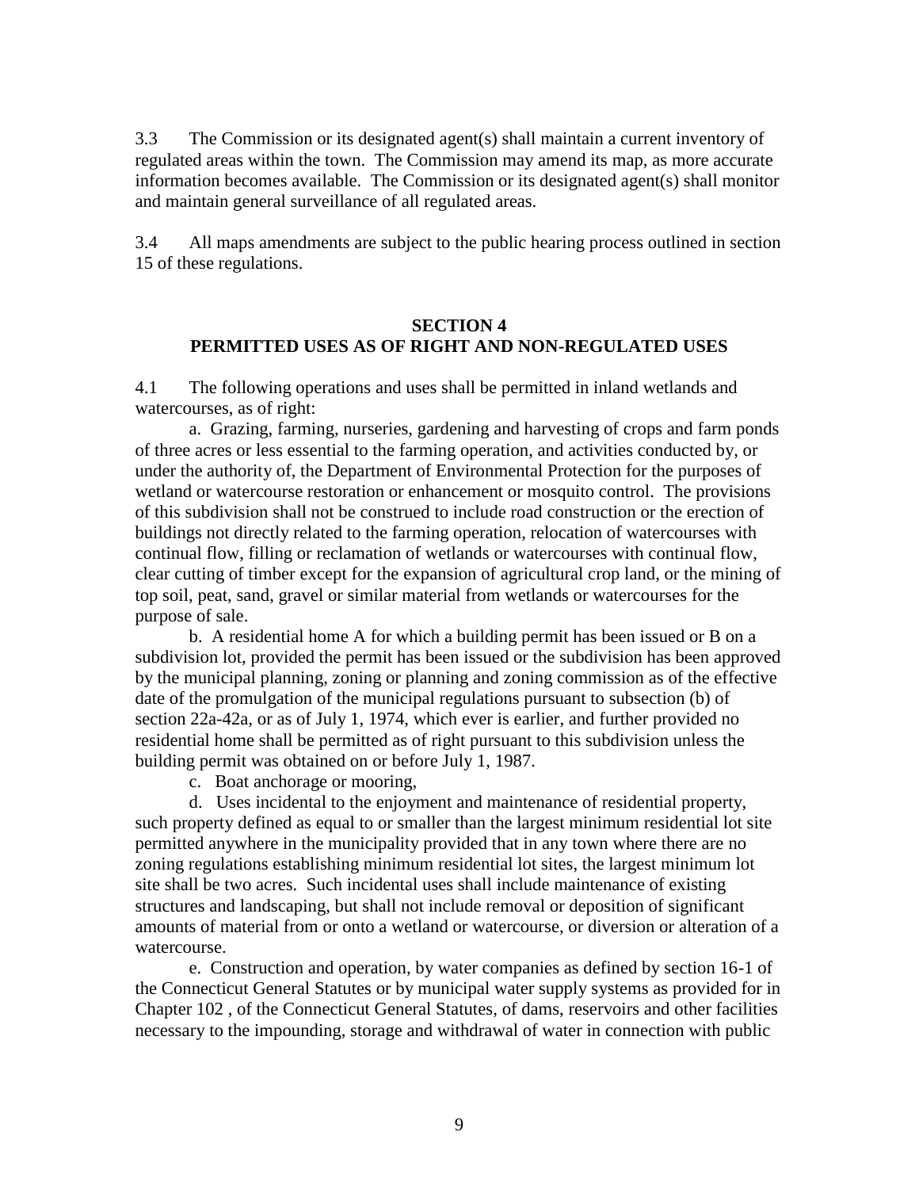3.3 The Commission or its designated agent(s) shall maintain a current inventory of regulated areas within the town. The Commission may amend its map, as more accurate information becomes available. The Commission or its designated agent(s) shall monitor and maintain general surveillance of all regulated areas.

3.4 All maps amendments are subject to the public hearing process outlined in section 15 of these regulations.

## SECTION 4
## PERMITTED USES AS OF RIGHT AND NON-REGULATED USES

4.1 The following operations and uses shall be permitted in inland wetlands and watercourses, as of right:

a. Grazing, farming, nurseries, gardening and harvesting of crops and farm ponds of three acres or less essential to the farming operation, and activities conducted by, or under the authority of, the Department of Environmental Protection for the purposes of wetland or watercourse restoration or enhancement or mosquito control. The provisions of this subdivision shall not be construed to include road construction or the erection of buildings not directly related to the farming operation, relocation of watercourses with continual flow, filling or reclamation of wetlands or watercourses with continual flow, clear cutting of timber except for the expansion of agricultural crop land, or the mining of top soil, peat, sand, gravel or similar material from wetlands or watercourses for the purpose of sale.

b. A residential home A for which a building permit has been issued or B on a subdivision lot, provided the permit has been issued or the subdivision has been approved by the municipal planning, zoning or planning and zoning commission as of the effective date of the promulgation of the municipal regulations pursuant to subsection (b) of section 22a-42a, or as of July 1, 1974, which ever is earlier, and further provided no residential home shall be permitted as of right pursuant to this subdivision unless the building permit was obtained on or before July 1, 1987.

c. Boat anchorage or mooring,

d. Uses incidental to the enjoyment and maintenance of residential property, such property defined as equal to or smaller than the largest minimum residential lot site permitted anywhere in the municipality provided that in any town where there are no zoning regulations establishing minimum residential lot sites, the largest minimum lot site shall be two acres. Such incidental uses shall include maintenance of existing structures and landscaping, but shall not include removal or deposition of significant amounts of material from or onto a wetland or watercourse, or diversion or alteration of a watercourse.

e. Construction and operation, by water companies as defined by section 16-1 of the Connecticut General Statutes or by municipal water supply systems as provided for in Chapter 102 , of the Connecticut General Statutes, of dams, reservoirs and other facilities necessary to the impounding, storage and withdrawal of water in connection with public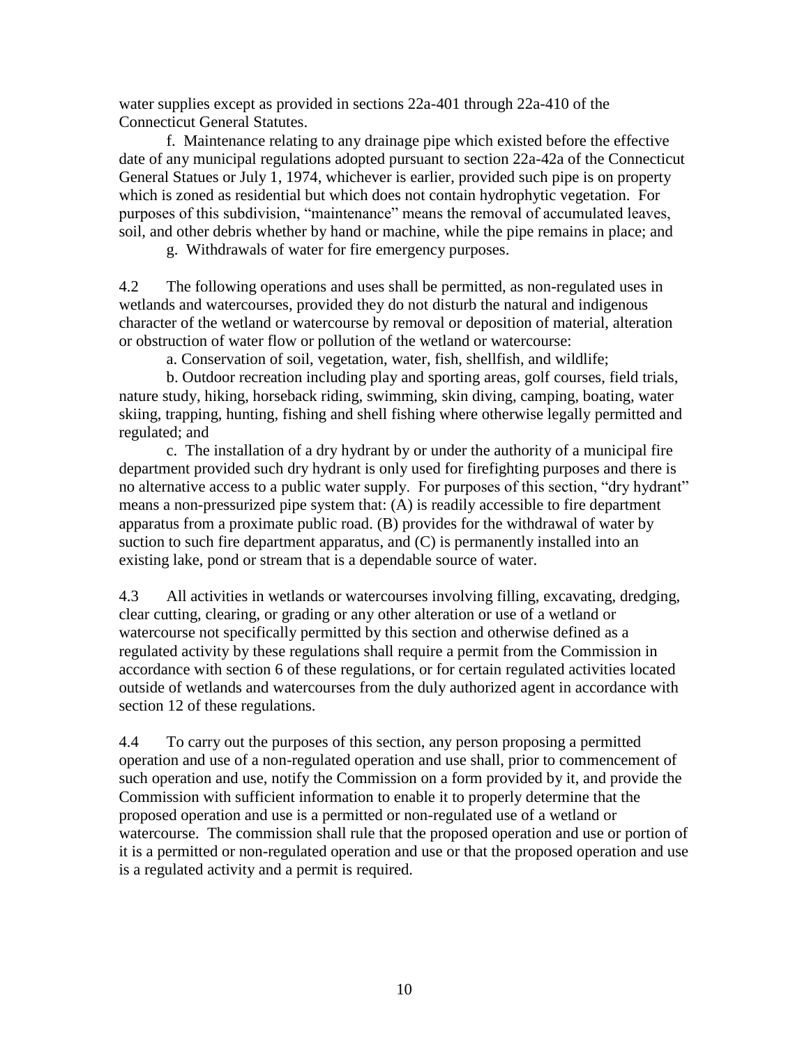water supplies except as provided in sections 22a-401 through 22a-410 of the Connecticut General Statutes.

f. Maintenance relating to any drainage pipe which existed before the effective date of any municipal regulations adopted pursuant to section 22a-42a of the Connecticut General Statues or July 1, 1974, whichever is earlier, provided such pipe is on property which is zoned as residential but which does not contain hydrophytic vegetation. For purposes of this subdivision, "maintenance" means the removal of accumulated leaves, soil, and other debris whether by hand or machine, while the pipe remains in place; and

g. Withdrawals of water for fire emergency purposes.

4.2 The following operations and uses shall be permitted, as non-regulated uses in wetlands and watercourses, provided they do not disturb the natural and indigenous character of the wetland or watercourse by removal or deposition of material, alteration or obstruction of water flow or pollution of the wetland or watercourse:

a. Conservation of soil, vegetation, water, fish, shellfish, and wildlife;

b. Outdoor recreation including play and sporting areas, golf courses, field trials, nature study, hiking, horseback riding, swimming, skin diving, camping, boating, water skiing, trapping, hunting, fishing and shell fishing where otherwise legally permitted and regulated; and

c. The installation of a dry hydrant by or under the authority of a municipal fire department provided such dry hydrant is only used for firefighting purposes and there is no alternative access to a public water supply. For purposes of this section, "dry hydrant" means a non-pressurized pipe system that: (A) is readily accessible to fire department apparatus from a proximate public road. (B) provides for the withdrawal of water by suction to such fire department apparatus, and (C) is permanently installed into an existing lake, pond or stream that is a dependable source of water.

4.3 All activities in wetlands or watercourses involving filling, excavating, dredging, clear cutting, clearing, or grading or any other alteration or use of a wetland or watercourse not specifically permitted by this section and otherwise defined as a regulated activity by these regulations shall require a permit from the Commission in accordance with section 6 of these regulations, or for certain regulated activities located outside of wetlands and watercourses from the duly authorized agent in accordance with section 12 of these regulations.

4.4 To carry out the purposes of this section, any person proposing a permitted operation and use of a non-regulated operation and use shall, prior to commencement of such operation and use, notify the Commission on a form provided by it, and provide the Commission with sufficient information to enable it to properly determine that the proposed operation and use is a permitted or non-regulated use of a wetland or watercourse. The commission shall rule that the proposed operation and use or portion of it is a permitted or non-regulated operation and use or that the proposed operation and use is a regulated activity and a permit is required.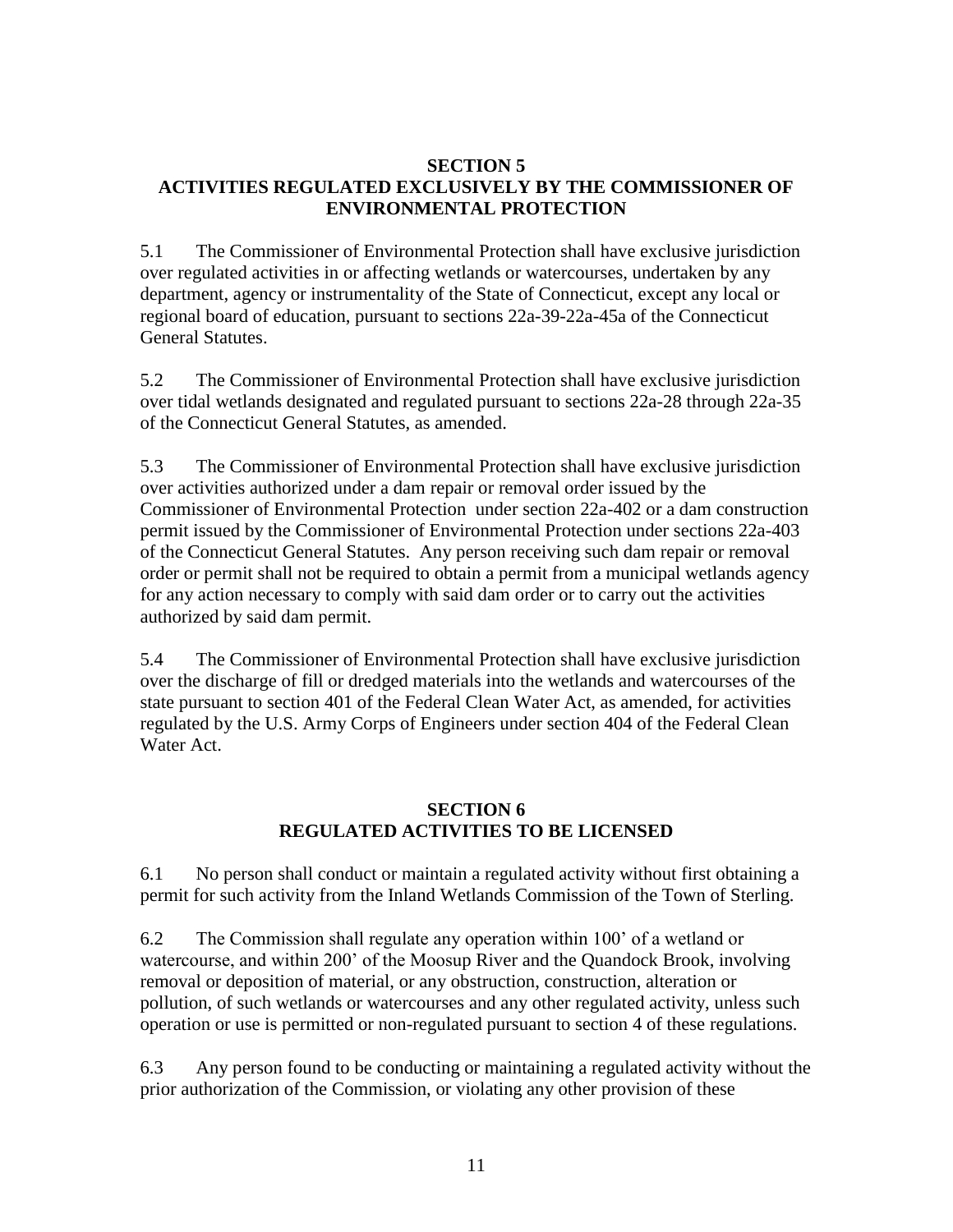## SECTION 5
## ACTIVITIES REGULATED EXCLUSIVELY BY THE COMMISSIONER OF ENVIRONMENTAL PROTECTION

5.1 The Commissioner of Environmental Protection shall have exclusive jurisdiction over regulated activities in or affecting wetlands or watercourses, undertaken by any department, agency or instrumentality of the State of Connecticut, except any local or regional board of education, pursuant to sections 22a-39-22a-45a of the Connecticut General Statutes.

5.2 The Commissioner of Environmental Protection shall have exclusive jurisdiction over tidal wetlands designated and regulated pursuant to sections 22a-28 through 22a-35 of the Connecticut General Statutes, as amended.

5.3 The Commissioner of Environmental Protection shall have exclusive jurisdiction over activities authorized under a dam repair or removal order issued by the Commissioner of Environmental Protection under section 22a-402 or a dam construction permit issued by the Commissioner of Environmental Protection under sections 22a-403 of the Connecticut General Statutes. Any person receiving such dam repair or removal order or permit shall not be required to obtain a permit from a municipal wetlands agency for any action necessary to comply with said dam order or to carry out the activities authorized by said dam permit.

5.4 The Commissioner of Environmental Protection shall have exclusive jurisdiction over the discharge of fill or dredged materials into the wetlands and watercourses of the state pursuant to section 401 of the Federal Clean Water Act, as amended, for activities regulated by the U.S. Army Corps of Engineers under section 404 of the Federal Clean Water Act.

## SECTION 6
## REGULATED ACTIVITIES TO BE LICENSED

6.1 No person shall conduct or maintain a regulated activity without first obtaining a permit for such activity from the Inland Wetlands Commission of the Town of Sterling.

6.2 The Commission shall regulate any operation within 100' of a wetland or watercourse, and within 200' of the Moosup River and the Quandock Brook, involving removal or deposition of material, or any obstruction, construction, alteration or pollution, of such wetlands or watercourses and any other regulated activity, unless such operation or use is permitted or non-regulated pursuant to section 4 of these regulations.

6.3 Any person found to be conducting or maintaining a regulated activity without the prior authorization of the Commission, or violating any other provision of these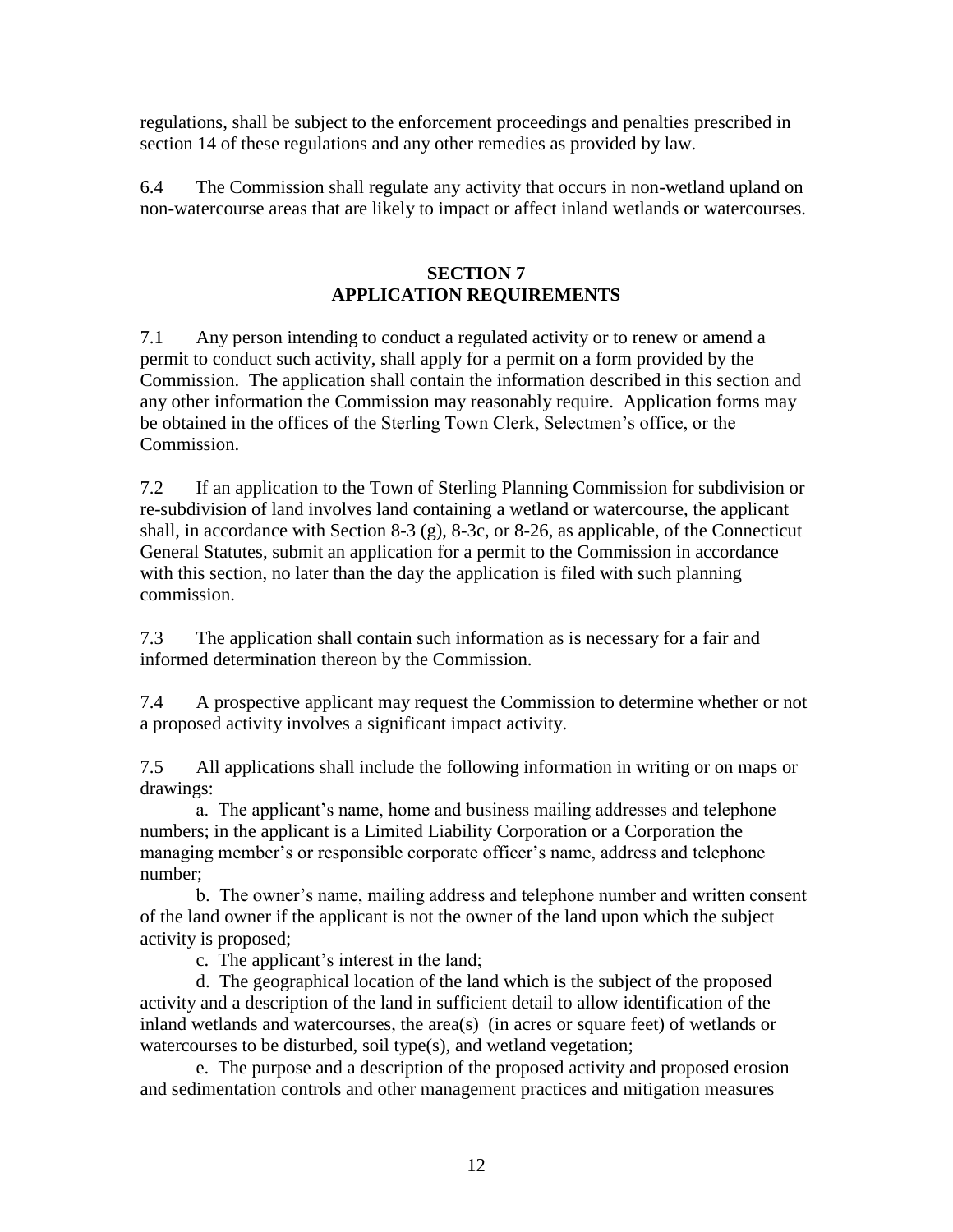regulations, shall be subject to the enforcement proceedings and penalties prescribed in section 14 of these regulations and any other remedies as provided by law.

6.4 The Commission shall regulate any activity that occurs in non-wetland upland on non-watercourse areas that are likely to impact or affect inland wetlands or watercourses.

## SECTION 7
## APPLICATION REQUIREMENTS

7.1 Any person intending to conduct a regulated activity or to renew or amend a permit to conduct such activity, shall apply for a permit on a form provided by the Commission. The application shall contain the information described in this section and any other information the Commission may reasonably require. Application forms may be obtained in the offices of the Sterling Town Clerk, Selectmen's office, or the Commission.

7.2 If an application to the Town of Sterling Planning Commission for subdivision or re-subdivision of land involves land containing a wetland or watercourse, the applicant shall, in accordance with Section 8-3 (g), 8-3c, or 8-26, as applicable, of the Connecticut General Statutes, submit an application for a permit to the Commission in accordance with this section, no later than the day the application is filed with such planning commission.

7.3 The application shall contain such information as is necessary for a fair and informed determination thereon by the Commission.

7.4 A prospective applicant may request the Commission to determine whether or not a proposed activity involves a significant impact activity.

7.5 All applications shall include the following information in writing or on maps or drawings:

a. The applicant's name, home and business mailing addresses and telephone numbers; in the applicant is a Limited Liability Corporation or a Corporation the managing member's or responsible corporate officer's name, address and telephone number;

b. The owner's name, mailing address and telephone number and written consent of the land owner if the applicant is not the owner of the land upon which the subject activity is proposed;

c. The applicant's interest in the land;

d. The geographical location of the land which is the subject of the proposed activity and a description of the land in sufficient detail to allow identification of the inland wetlands and watercourses, the area(s) (in acres or square feet) of wetlands or watercourses to be disturbed, soil type(s), and wetland vegetation;

e. The purpose and a description of the proposed activity and proposed erosion and sedimentation controls and other management practices and mitigation measures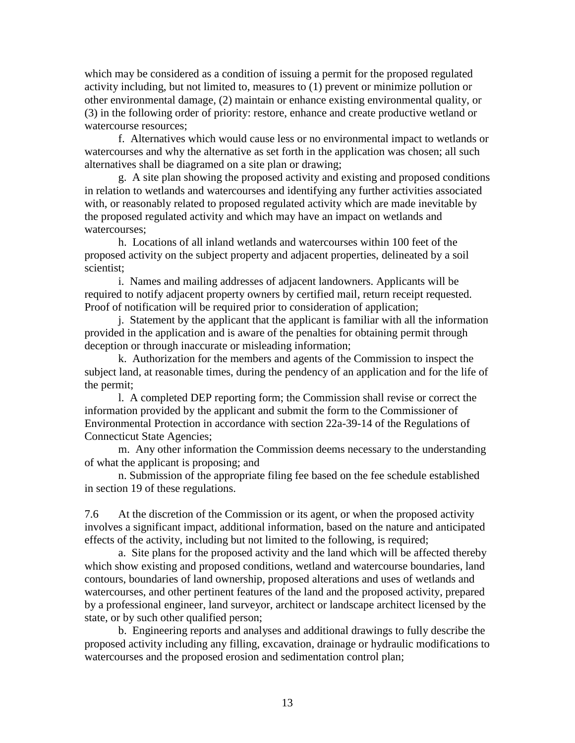which may be considered as a condition of issuing a permit for the proposed regulated activity including, but not limited to, measures to (1) prevent or minimize pollution or other environmental damage, (2) maintain or enhance existing environmental quality, or (3) in the following order of priority: restore, enhance and create productive wetland or watercourse resources;

f. Alternatives which would cause less or no environmental impact to wetlands or watercourses and why the alternative as set forth in the application was chosen; all such alternatives shall be diagramed on a site plan or drawing;

g. A site plan showing the proposed activity and existing and proposed conditions in relation to wetlands and watercourses and identifying any further activities associated with, or reasonably related to proposed regulated activity which are made inevitable by the proposed regulated activity and which may have an impact on wetlands and watercourses;

h. Locations of all inland wetlands and watercourses within 100 feet of the proposed activity on the subject property and adjacent properties, delineated by a soil scientist;

i. Names and mailing addresses of adjacent landowners. Applicants will be required to notify adjacent property owners by certified mail, return receipt requested. Proof of notification will be required prior to consideration of application;

j. Statement by the applicant that the applicant is familiar with all the information provided in the application and is aware of the penalties for obtaining permit through deception or through inaccurate or misleading information;

k. Authorization for the members and agents of the Commission to inspect the subject land, at reasonable times, during the pendency of an application and for the life of the permit;

l. A completed DEP reporting form; the Commission shall revise or correct the information provided by the applicant and submit the form to the Commissioner of Environmental Protection in accordance with section 22a-39-14 of the Regulations of Connecticut State Agencies;

m. Any other information the Commission deems necessary to the understanding of what the applicant is proposing; and

n. Submission of the appropriate filing fee based on the fee schedule established in section 19 of these regulations.

7.6 At the discretion of the Commission or its agent, or when the proposed activity involves a significant impact, additional information, based on the nature and anticipated effects of the activity, including but not limited to the following, is required;

a. Site plans for the proposed activity and the land which will be affected thereby which show existing and proposed conditions, wetland and watercourse boundaries, land contours, boundaries of land ownership, proposed alterations and uses of wetlands and watercourses, and other pertinent features of the land and the proposed activity, prepared by a professional engineer, land surveyor, architect or landscape architect licensed by the state, or by such other qualified person;

b. Engineering reports and analyses and additional drawings to fully describe the proposed activity including any filling, excavation, drainage or hydraulic modifications to watercourses and the proposed erosion and sedimentation control plan;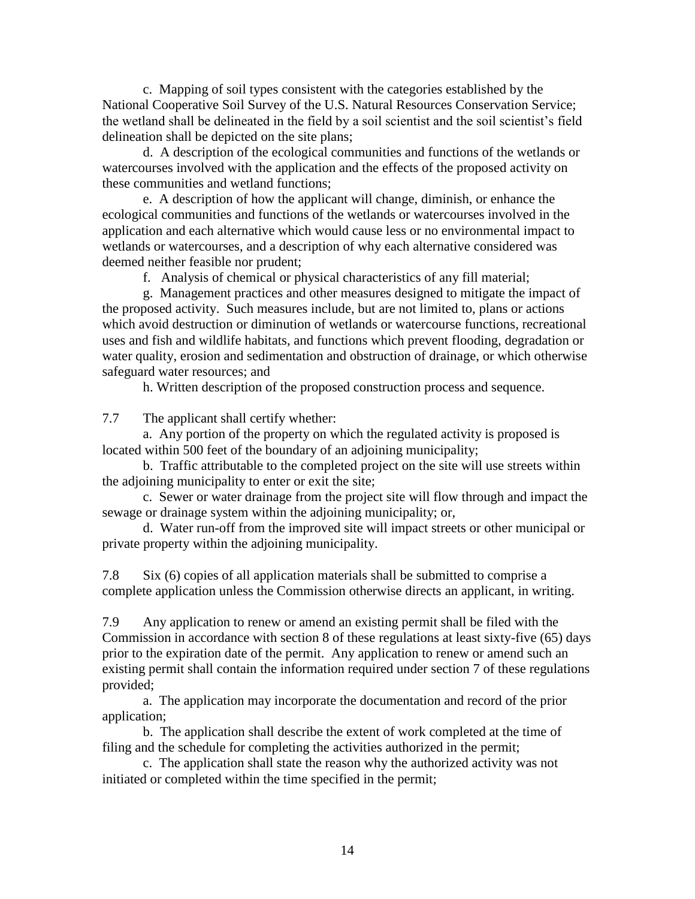c. Mapping of soil types consistent with the categories established by the National Cooperative Soil Survey of the U.S. Natural Resources Conservation Service; the wetland shall be delineated in the field by a soil scientist and the soil scientist's field delineation shall be depicted on the site plans;

d. A description of the ecological communities and functions of the wetlands or watercourses involved with the application and the effects of the proposed activity on these communities and wetland functions;

e. A description of how the applicant will change, diminish, or enhance the ecological communities and functions of the wetlands or watercourses involved in the application and each alternative which would cause less or no environmental impact to wetlands or watercourses, and a description of why each alternative considered was deemed neither feasible nor prudent;

f. Analysis of chemical or physical characteristics of any fill material;

g. Management practices and other measures designed to mitigate the impact of the proposed activity. Such measures include, but are not limited to, plans or actions which avoid destruction or diminution of wetlands or watercourse functions, recreational uses and fish and wildlife habitats, and functions which prevent flooding, degradation or water quality, erosion and sedimentation and obstruction of drainage, or which otherwise safeguard water resources; and

h. Written description of the proposed construction process and sequence.

7.7 The applicant shall certify whether:

a. Any portion of the property on which the regulated activity is proposed is located within 500 feet of the boundary of an adjoining municipality;

b. Traffic attributable to the completed project on the site will use streets within the adjoining municipality to enter or exit the site;

c. Sewer or water drainage from the project site will flow through and impact the sewage or drainage system within the adjoining municipality; or,

d. Water run-off from the improved site will impact streets or other municipal or private property within the adjoining municipality.

7.8 Six (6) copies of all application materials shall be submitted to comprise a complete application unless the Commission otherwise directs an applicant, in writing.

7.9 Any application to renew or amend an existing permit shall be filed with the Commission in accordance with section 8 of these regulations at least sixty-five (65) days prior to the expiration date of the permit. Any application to renew or amend such an existing permit shall contain the information required under section 7 of these regulations provided;

a. The application may incorporate the documentation and record of the prior application;

b. The application shall describe the extent of work completed at the time of filing and the schedule for completing the activities authorized in the permit;

c. The application shall state the reason why the authorized activity was not initiated or completed within the time specified in the permit;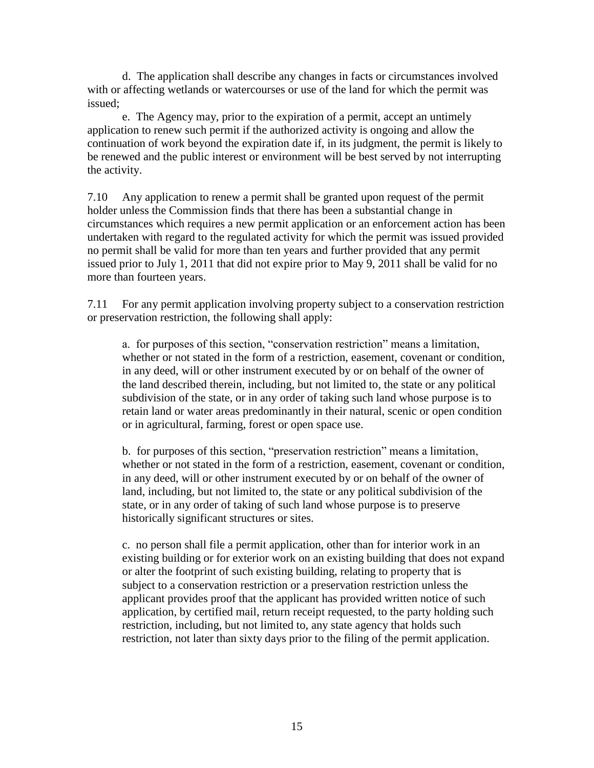d. The application shall describe any changes in facts or circumstances involved with or affecting wetlands or watercourses or use of the land for which the permit was issued;

e. The Agency may, prior to the expiration of a permit, accept an untimely application to renew such permit if the authorized activity is ongoing and allow the continuation of work beyond the expiration date if, in its judgment, the permit is likely to be renewed and the public interest or environment will be best served by not interrupting the activity.

7.10 Any application to renew a permit shall be granted upon request of the permit holder unless the Commission finds that there has been a substantial change in circumstances which requires a new permit application or an enforcement action has been undertaken with regard to the regulated activity for which the permit was issued provided no permit shall be valid for more than ten years and further provided that any permit issued prior to July 1, 2011 that did not expire prior to May 9, 2011 shall be valid for no more than fourteen years.

7.11 For any permit application involving property subject to a conservation restriction or preservation restriction, the following shall apply:

a. for purposes of this section, "conservation restriction" means a limitation, whether or not stated in the form of a restriction, easement, covenant or condition, in any deed, will or other instrument executed by or on behalf of the owner of the land described therein, including, but not limited to, the state or any political subdivision of the state, or in any order of taking such land whose purpose is to retain land or water areas predominantly in their natural, scenic or open condition or in agricultural, farming, forest or open space use.

b. for purposes of this section, "preservation restriction" means a limitation, whether or not stated in the form of a restriction, easement, covenant or condition, in any deed, will or other instrument executed by or on behalf of the owner of land, including, but not limited to, the state or any political subdivision of the state, or in any order of taking of such land whose purpose is to preserve historically significant structures or sites.

c. no person shall file a permit application, other than for interior work in an existing building or for exterior work on an existing building that does not expand or alter the footprint of such existing building, relating to property that is subject to a conservation restriction or a preservation restriction unless the applicant provides proof that the applicant has provided written notice of such application, by certified mail, return receipt requested, to the party holding such restriction, including, but not limited to, any state agency that holds such restriction, not later than sixty days prior to the filing of the permit application.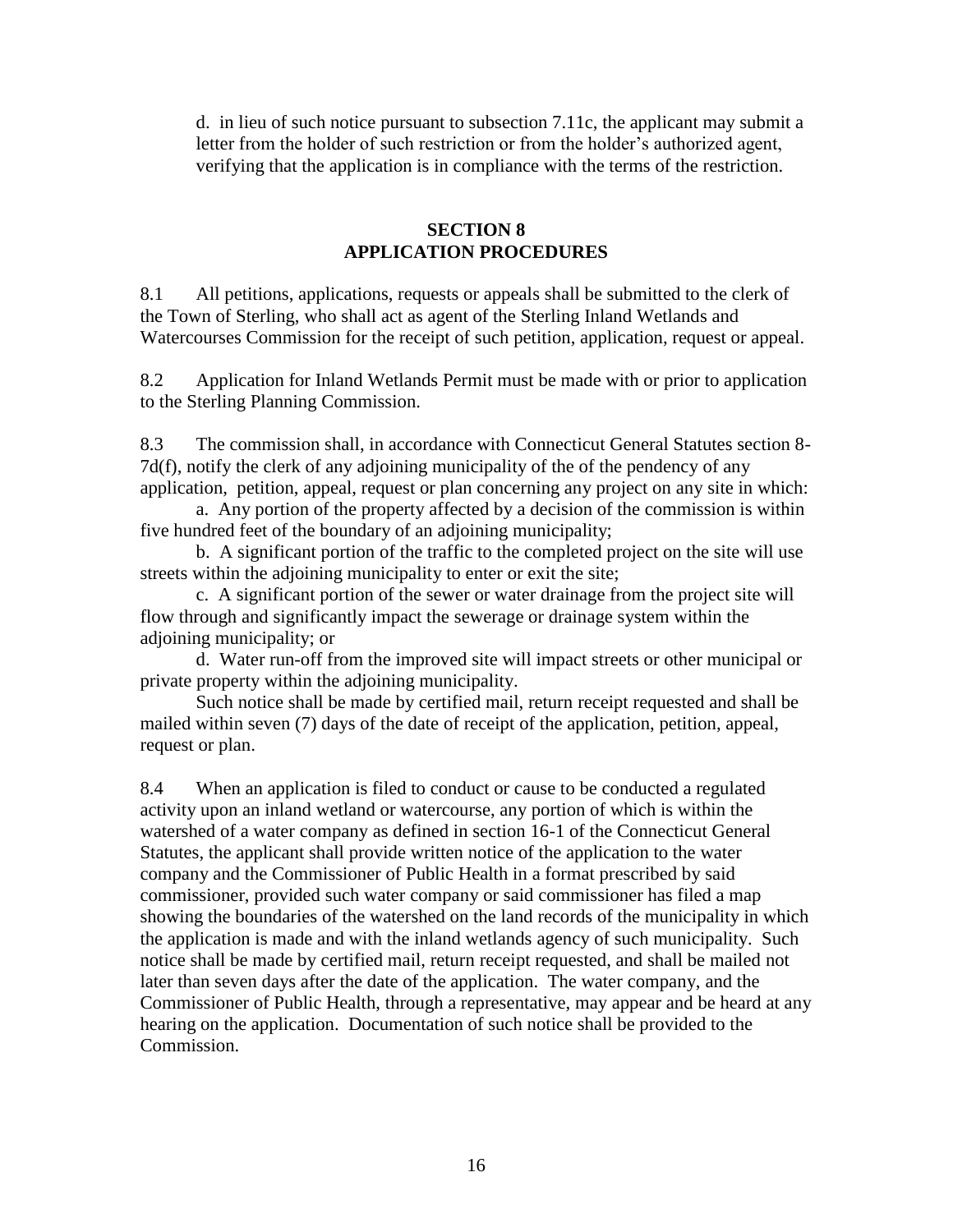d. in lieu of such notice pursuant to subsection 7.11c, the applicant may submit a letter from the holder of such restriction or from the holder's authorized agent, verifying that the application is in compliance with the terms of the restriction.

## SECTION 8
## APPLICATION PROCEDURES

8.1 All petitions, applications, requests or appeals shall be submitted to the clerk of the Town of Sterling, who shall act as agent of the Sterling Inland Wetlands and Watercourses Commission for the receipt of such petition, application, request or appeal.

8.2 Application for Inland Wetlands Permit must be made with or prior to application to the Sterling Planning Commission.

8.3 The commission shall, in accordance with Connecticut General Statutes section 8-7d(f), notify the clerk of any adjoining municipality of the of the pendency of any application, petition, appeal, request or plan concerning any project on any site in which:

a. Any portion of the property affected by a decision of the commission is within five hundred feet of the boundary of an adjoining municipality;

b. A significant portion of the traffic to the completed project on the site will use streets within the adjoining municipality to enter or exit the site;

c. A significant portion of the sewer or water drainage from the project site will flow through and significantly impact the sewerage or drainage system within the adjoining municipality; or

d. Water run-off from the improved site will impact streets or other municipal or private property within the adjoining municipality.

Such notice shall be made by certified mail, return receipt requested and shall be mailed within seven (7) days of the date of receipt of the application, petition, appeal, request or plan.

8.4 When an application is filed to conduct or cause to be conducted a regulated activity upon an inland wetland or watercourse, any portion of which is within the watershed of a water company as defined in section 16-1 of the Connecticut General Statutes, the applicant shall provide written notice of the application to the water company and the Commissioner of Public Health in a format prescribed by said commissioner, provided such water company or said commissioner has filed a map showing the boundaries of the watershed on the land records of the municipality in which the application is made and with the inland wetlands agency of such municipality. Such notice shall be made by certified mail, return receipt requested, and shall be mailed not later than seven days after the date of the application. The water company, and the Commissioner of Public Health, through a representative, may appear and be heard at any hearing on the application. Documentation of such notice shall be provided to the Commission.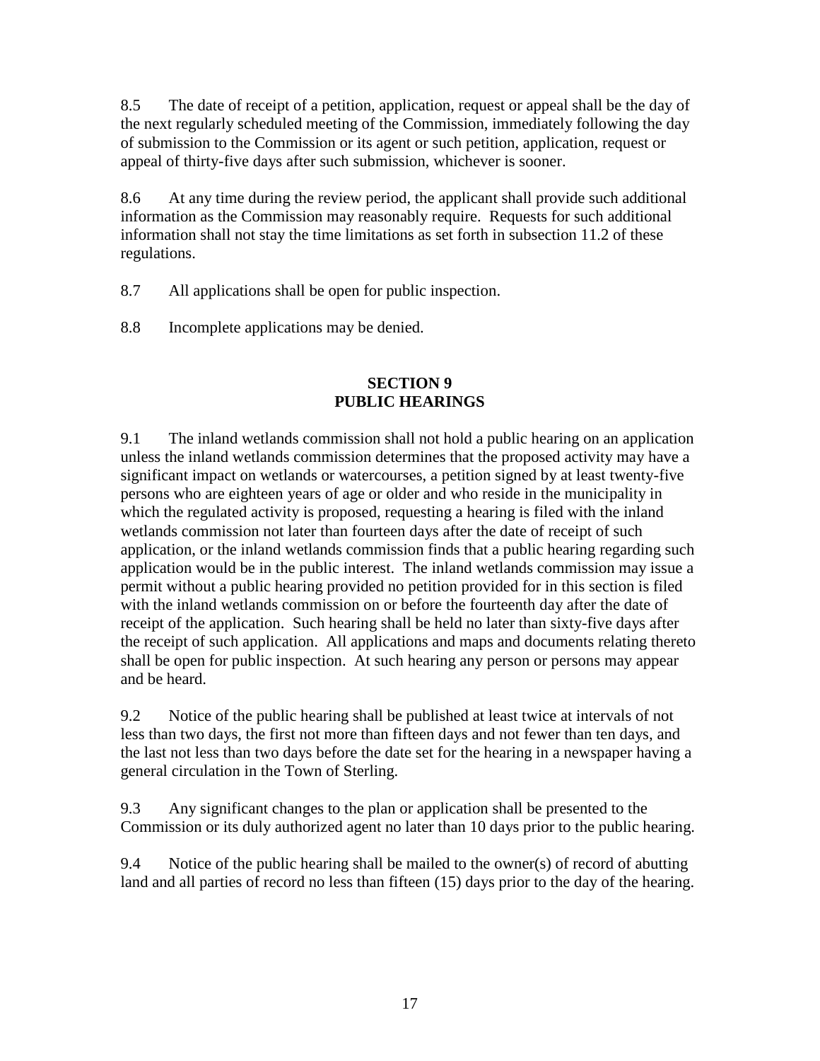8.5 The date of receipt of a petition, application, request or appeal shall be the day of the next regularly scheduled meeting of the Commission, immediately following the day of submission to the Commission or its agent or such petition, application, request or appeal of thirty-five days after such submission, whichever is sooner.

8.6 At any time during the review period, the applicant shall provide such additional information as the Commission may reasonably require. Requests for such additional information shall not stay the time limitations as set forth in subsection 11.2 of these regulations.

8.7 All applications shall be open for public inspection.

8.8 Incomplete applications may be denied.

## SECTION 9
## PUBLIC HEARINGS

9.1 The inland wetlands commission shall not hold a public hearing on an application unless the inland wetlands commission determines that the proposed activity may have a significant impact on wetlands or watercourses, a petition signed by at least twenty-five persons who are eighteen years of age or older and who reside in the municipality in which the regulated activity is proposed, requesting a hearing is filed with the inland wetlands commission not later than fourteen days after the date of receipt of such application, or the inland wetlands commission finds that a public hearing regarding such application would be in the public interest. The inland wetlands commission may issue a permit without a public hearing provided no petition provided for in this section is filed with the inland wetlands commission on or before the fourteenth day after the date of receipt of the application. Such hearing shall be held no later than sixty-five days after the receipt of such application. All applications and maps and documents relating thereto shall be open for public inspection. At such hearing any person or persons may appear and be heard.

9.2 Notice of the public hearing shall be published at least twice at intervals of not less than two days, the first not more than fifteen days and not fewer than ten days, and the last not less than two days before the date set for the hearing in a newspaper having a general circulation in the Town of Sterling.

9.3 Any significant changes to the plan or application shall be presented to the Commission or its duly authorized agent no later than 10 days prior to the public hearing.

9.4 Notice of the public hearing shall be mailed to the owner(s) of record of abutting land and all parties of record no less than fifteen (15) days prior to the day of the hearing.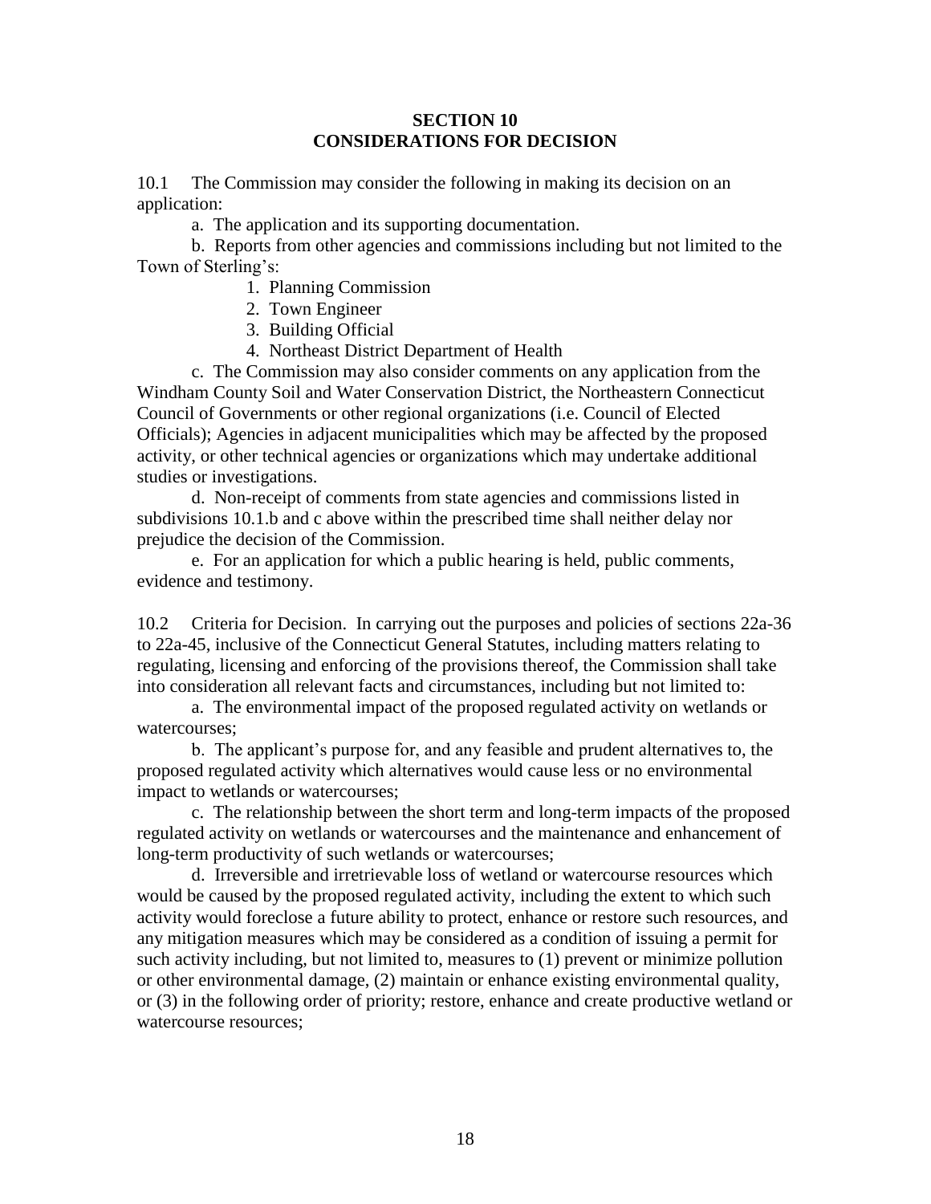## SECTION 10
## CONSIDERATIONS FOR DECISION

10.1 The Commission may consider the following in making its decision on an application:

a. The application and its supporting documentation.

b. Reports from other agencies and commissions including but not limited to the Town of Sterling's:

1. Planning Commission
2. Town Engineer
3. Building Official
4. Northeast District Department of Health

c. The Commission may also consider comments on any application from the Windham County Soil and Water Conservation District, the Northeastern Connecticut Council of Governments or other regional organizations (i.e. Council of Elected Officials); Agencies in adjacent municipalities which may be affected by the proposed activity, or other technical agencies or organizations which may undertake additional studies or investigations.

d. Non-receipt of comments from state agencies and commissions listed in subdivisions 10.1.b and c above within the prescribed time shall neither delay nor prejudice the decision of the Commission.

e. For an application for which a public hearing is held, public comments, evidence and testimony.

10.2 Criteria for Decision. In carrying out the purposes and policies of sections 22a-36 to 22a-45, inclusive of the Connecticut General Statutes, including matters relating to regulating, licensing and enforcing of the provisions thereof, the Commission shall take into consideration all relevant facts and circumstances, including but not limited to:

a. The environmental impact of the proposed regulated activity on wetlands or watercourses;

b. The applicant's purpose for, and any feasible and prudent alternatives to, the proposed regulated activity which alternatives would cause less or no environmental impact to wetlands or watercourses;

c. The relationship between the short term and long-term impacts of the proposed regulated activity on wetlands or watercourses and the maintenance and enhancement of long-term productivity of such wetlands or watercourses;

d. Irreversible and irretrievable loss of wetland or watercourse resources which would be caused by the proposed regulated activity, including the extent to which such activity would foreclose a future ability to protect, enhance or restore such resources, and any mitigation measures which may be considered as a condition of issuing a permit for such activity including, but not limited to, measures to (1) prevent or minimize pollution or other environmental damage, (2) maintain or enhance existing environmental quality, or (3) in the following order of priority; restore, enhance and create productive wetland or watercourse resources;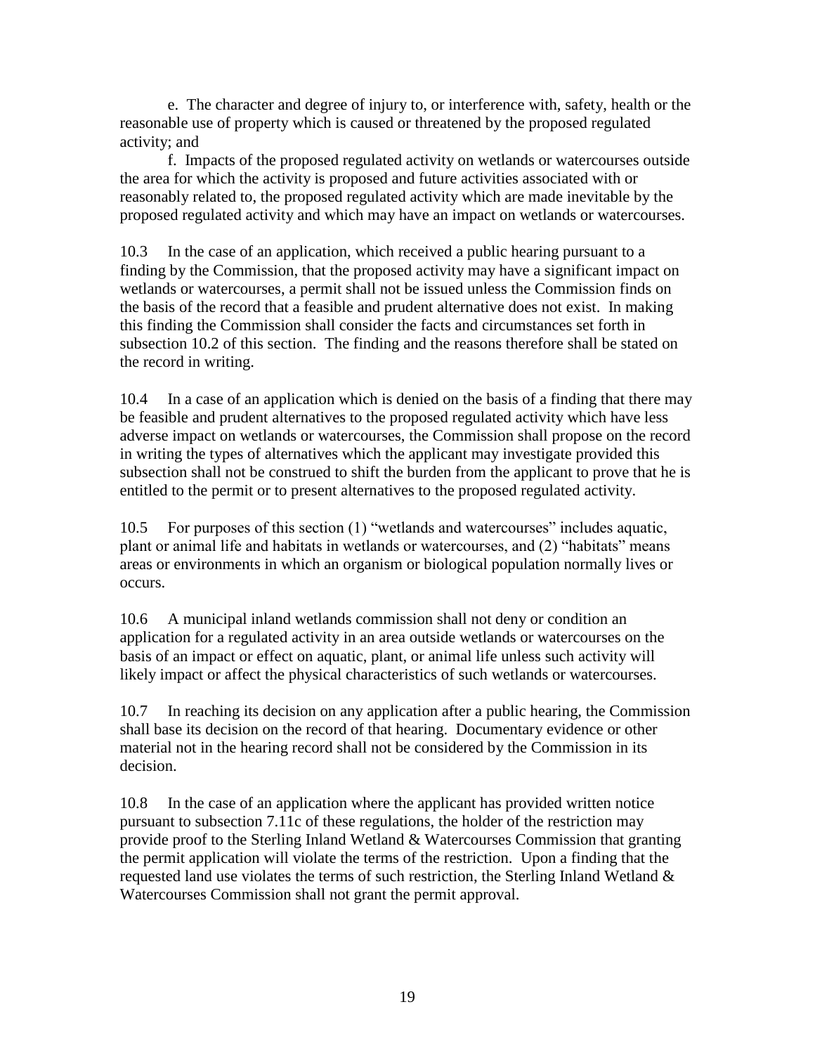e. The character and degree of injury to, or interference with, safety, health or the reasonable use of property which is caused or threatened by the proposed regulated activity; and

f. Impacts of the proposed regulated activity on wetlands or watercourses outside the area for which the activity is proposed and future activities associated with or reasonably related to, the proposed regulated activity which are made inevitable by the proposed regulated activity and which may have an impact on wetlands or watercourses.

10.3 In the case of an application, which received a public hearing pursuant to a finding by the Commission, that the proposed activity may have a significant impact on wetlands or watercourses, a permit shall not be issued unless the Commission finds on the basis of the record that a feasible and prudent alternative does not exist. In making this finding the Commission shall consider the facts and circumstances set forth in subsection 10.2 of this section. The finding and the reasons therefore shall be stated on the record in writing.

10.4 In a case of an application which is denied on the basis of a finding that there may be feasible and prudent alternatives to the proposed regulated activity which have less adverse impact on wetlands or watercourses, the Commission shall propose on the record in writing the types of alternatives which the applicant may investigate provided this subsection shall not be construed to shift the burden from the applicant to prove that he is entitled to the permit or to present alternatives to the proposed regulated activity.

10.5 For purposes of this section (1) "wetlands and watercourses" includes aquatic, plant or animal life and habitats in wetlands or watercourses, and (2) "habitats" means areas or environments in which an organism or biological population normally lives or occurs.

10.6 A municipal inland wetlands commission shall not deny or condition an application for a regulated activity in an area outside wetlands or watercourses on the basis of an impact or effect on aquatic, plant, or animal life unless such activity will likely impact or affect the physical characteristics of such wetlands or watercourses.

10.7 In reaching its decision on any application after a public hearing, the Commission shall base its decision on the record of that hearing. Documentary evidence or other material not in the hearing record shall not be considered by the Commission in its decision.

10.8 In the case of an application where the applicant has provided written notice pursuant to subsection 7.11c of these regulations, the holder of the restriction may provide proof to the Sterling Inland Wetland & Watercourses Commission that granting the permit application will violate the terms of the restriction. Upon a finding that the requested land use violates the terms of such restriction, the Sterling Inland Wetland & Watercourses Commission shall not grant the permit approval.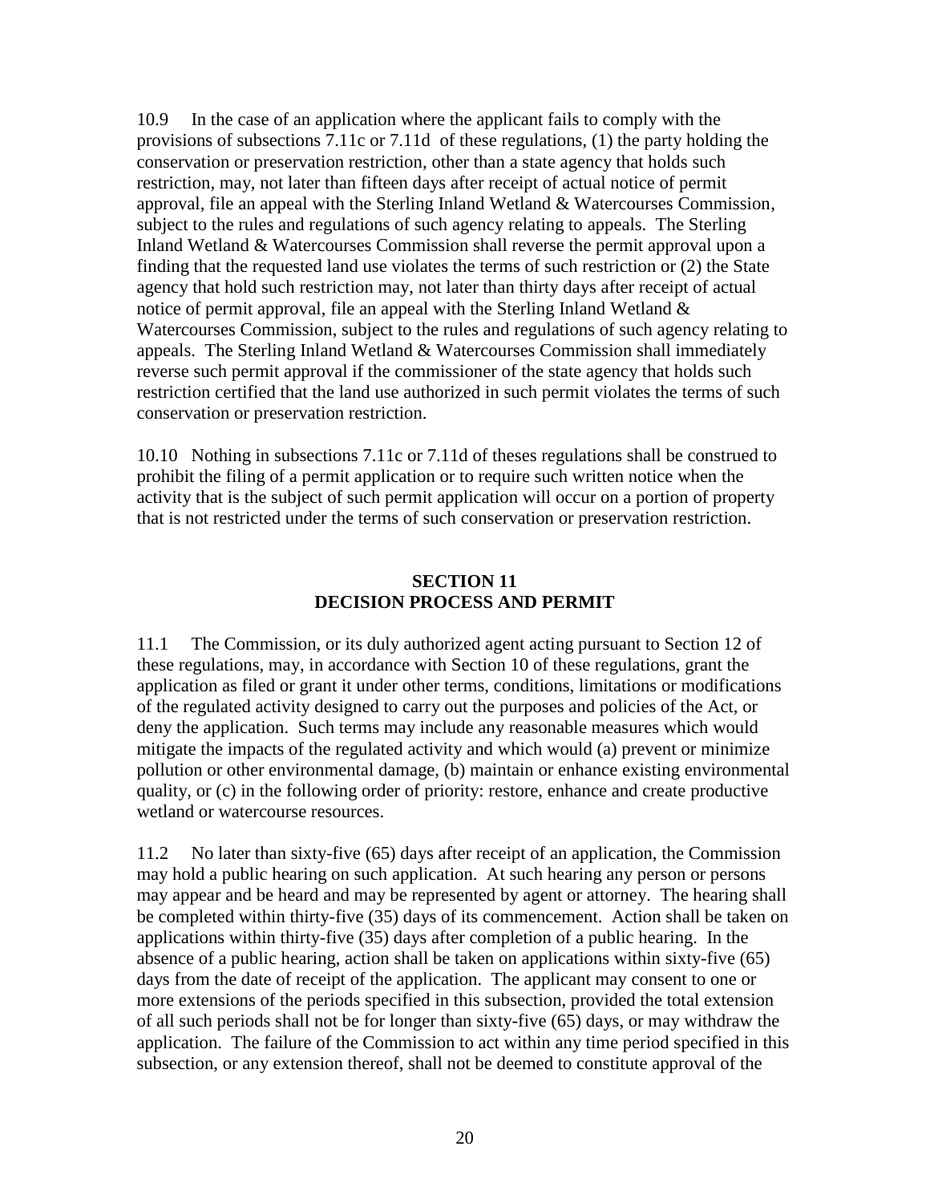10.9 In the case of an application where the applicant fails to comply with the provisions of subsections 7.11c or 7.11d of these regulations, (1) the party holding the conservation or preservation restriction, other than a state agency that holds such restriction, may, not later than fifteen days after receipt of actual notice of permit approval, file an appeal with the Sterling Inland Wetland & Watercourses Commission, subject to the rules and regulations of such agency relating to appeals. The Sterling Inland Wetland & Watercourses Commission shall reverse the permit approval upon a finding that the requested land use violates the terms of such restriction or (2) the State agency that hold such restriction may, not later than thirty days after receipt of actual notice of permit approval, file an appeal with the Sterling Inland Wetland & Watercourses Commission, subject to the rules and regulations of such agency relating to appeals. The Sterling Inland Wetland & Watercourses Commission shall immediately reverse such permit approval if the commissioner of the state agency that holds such restriction certified that the land use authorized in such permit violates the terms of such conservation or preservation restriction.

10.10 Nothing in subsections 7.11c or 7.11d of theses regulations shall be construed to prohibit the filing of a permit application or to require such written notice when the activity that is the subject of such permit application will occur on a portion of property that is not restricted under the terms of such conservation or preservation restriction.

## SECTION 11
## DECISION PROCESS AND PERMIT

11.1 The Commission, or its duly authorized agent acting pursuant to Section 12 of these regulations, may, in accordance with Section 10 of these regulations, grant the application as filed or grant it under other terms, conditions, limitations or modifications of the regulated activity designed to carry out the purposes and policies of the Act, or deny the application. Such terms may include any reasonable measures which would mitigate the impacts of the regulated activity and which would (a) prevent or minimize pollution or other environmental damage, (b) maintain or enhance existing environmental quality, or (c) in the following order of priority: restore, enhance and create productive wetland or watercourse resources.

11.2 No later than sixty-five (65) days after receipt of an application, the Commission may hold a public hearing on such application. At such hearing any person or persons may appear and be heard and may be represented by agent or attorney. The hearing shall be completed within thirty-five (35) days of its commencement. Action shall be taken on applications within thirty-five (35) days after completion of a public hearing. In the absence of a public hearing, action shall be taken on applications within sixty-five (65) days from the date of receipt of the application. The applicant may consent to one or more extensions of the periods specified in this subsection, provided the total extension of all such periods shall not be for longer than sixty-five (65) days, or may withdraw the application. The failure of the Commission to act within any time period specified in this subsection, or any extension thereof, shall not be deemed to constitute approval of the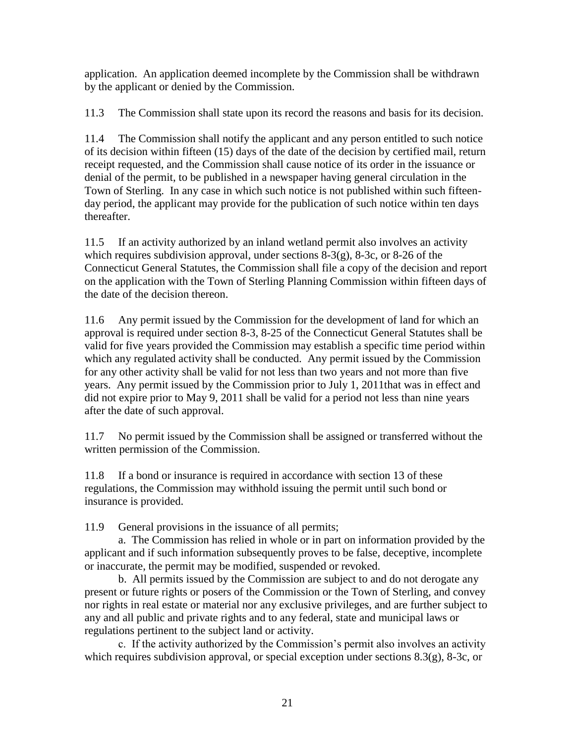application. An application deemed incomplete by the Commission shall be withdrawn by the applicant or denied by the Commission.

11.3 The Commission shall state upon its record the reasons and basis for its decision.

11.4 The Commission shall notify the applicant and any person entitled to such notice of its decision within fifteen (15) days of the date of the decision by certified mail, return receipt requested, and the Commission shall cause notice of its order in the issuance or denial of the permit, to be published in a newspaper having general circulation in the Town of Sterling. In any case in which such notice is not published within such fifteen-day period, the applicant may provide for the publication of such notice within ten days thereafter.

11.5 If an activity authorized by an inland wetland permit also involves an activity which requires subdivision approval, under sections 8-3(g), 8-3c, or 8-26 of the Connecticut General Statutes, the Commission shall file a copy of the decision and report on the application with the Town of Sterling Planning Commission within fifteen days of the date of the decision thereon.

11.6 Any permit issued by the Commission for the development of land for which an approval is required under section 8-3, 8-25 of the Connecticut General Statutes shall be valid for five years provided the Commission may establish a specific time period within which any regulated activity shall be conducted. Any permit issued by the Commission for any other activity shall be valid for not less than two years and not more than five years. Any permit issued by the Commission prior to July 1, 2011that was in effect and did not expire prior to May 9, 2011 shall be valid for a period not less than nine years after the date of such approval.

11.7 No permit issued by the Commission shall be assigned or transferred without the written permission of the Commission.

11.8 If a bond or insurance is required in accordance with section 13 of these regulations, the Commission may withhold issuing the permit until such bond or insurance is provided.

11.9 General provisions in the issuance of all permits;

a. The Commission has relied in whole or in part on information provided by the applicant and if such information subsequently proves to be false, deceptive, incomplete or inaccurate, the permit may be modified, suspended or revoked.

b. All permits issued by the Commission are subject to and do not derogate any present or future rights or posers of the Commission or the Town of Sterling, and convey nor rights in real estate or material nor any exclusive privileges, and are further subject to any and all public and private rights and to any federal, state and municipal laws or regulations pertinent to the subject land or activity.

c. If the activity authorized by the Commission's permit also involves an activity which requires subdivision approval, or special exception under sections 8.3(g), 8-3c, or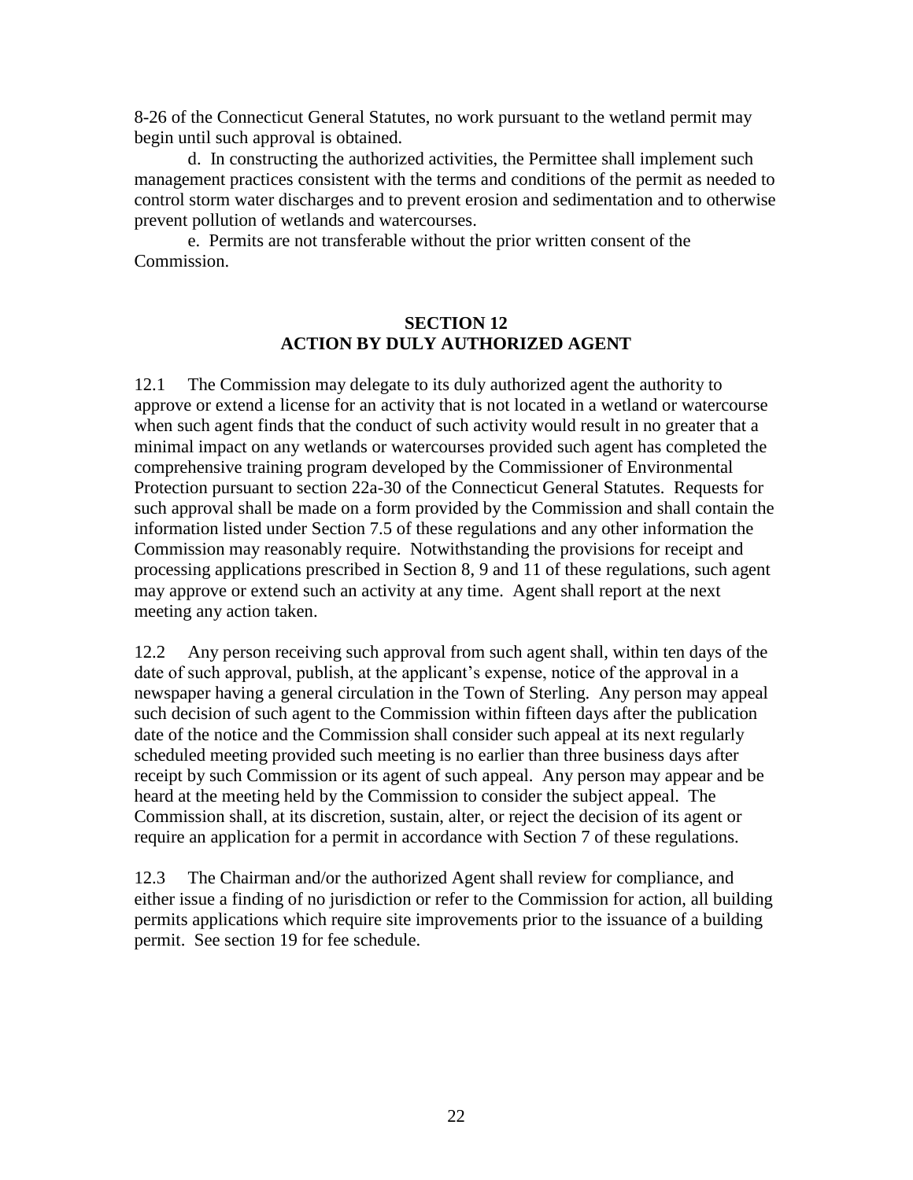8-26 of the Connecticut General Statutes, no work pursuant to the wetland permit may begin until such approval is obtained.

d. In constructing the authorized activities, the Permittee shall implement such management practices consistent with the terms and conditions of the permit as needed to control storm water discharges and to prevent erosion and sedimentation and to otherwise prevent pollution of wetlands and watercourses.

e. Permits are not transferable without the prior written consent of the Commission.

## SECTION 12
## ACTION BY DULY AUTHORIZED AGENT

12.1 The Commission may delegate to its duly authorized agent the authority to approve or extend a license for an activity that is not located in a wetland or watercourse when such agent finds that the conduct of such activity would result in no greater that a minimal impact on any wetlands or watercourses provided such agent has completed the comprehensive training program developed by the Commissioner of Environmental Protection pursuant to section 22a-30 of the Connecticut General Statutes. Requests for such approval shall be made on a form provided by the Commission and shall contain the information listed under Section 7.5 of these regulations and any other information the Commission may reasonably require. Notwithstanding the provisions for receipt and processing applications prescribed in Section 8, 9 and 11 of these regulations, such agent may approve or extend such an activity at any time. Agent shall report at the next meeting any action taken.

12.2 Any person receiving such approval from such agent shall, within ten days of the date of such approval, publish, at the applicant's expense, notice of the approval in a newspaper having a general circulation in the Town of Sterling. Any person may appeal such decision of such agent to the Commission within fifteen days after the publication date of the notice and the Commission shall consider such appeal at its next regularly scheduled meeting provided such meeting is no earlier than three business days after receipt by such Commission or its agent of such appeal. Any person may appear and be heard at the meeting held by the Commission to consider the subject appeal. The Commission shall, at its discretion, sustain, alter, or reject the decision of its agent or require an application for a permit in accordance with Section 7 of these regulations.

12.3 The Chairman and/or the authorized Agent shall review for compliance, and either issue a finding of no jurisdiction or refer to the Commission for action, all building permits applications which require site improvements prior to the issuance of a building permit. See section 19 for fee schedule.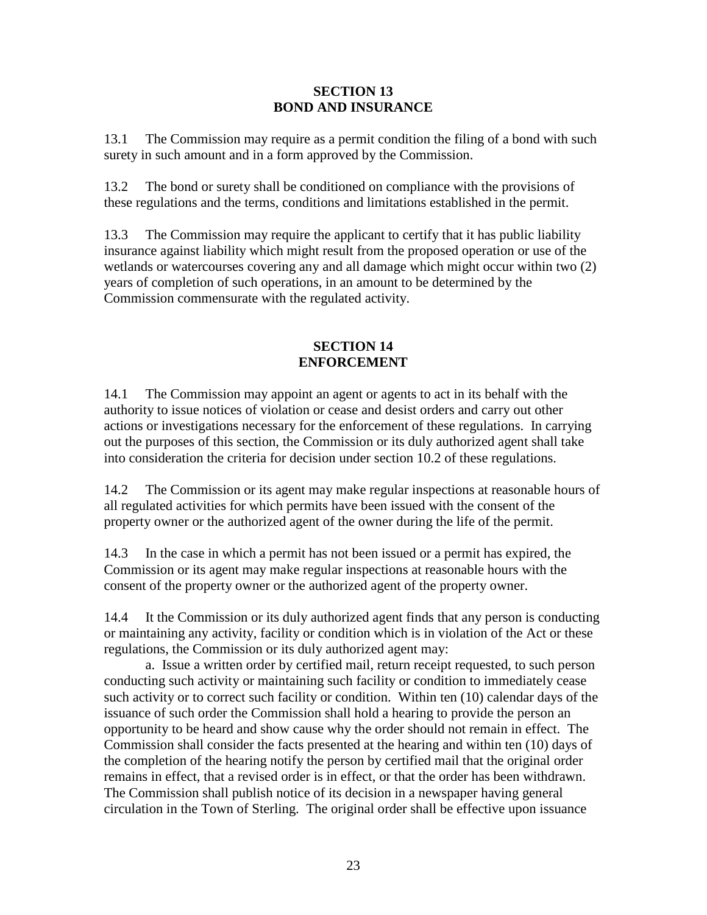## SECTION 13
## BOND AND INSURANCE

13.1 The Commission may require as a permit condition the filing of a bond with such surety in such amount and in a form approved by the Commission.

13.2 The bond or surety shall be conditioned on compliance with the provisions of these regulations and the terms, conditions and limitations established in the permit.

13.3 The Commission may require the applicant to certify that it has public liability insurance against liability which might result from the proposed operation or use of the wetlands or watercourses covering any and all damage which might occur within two (2) years of completion of such operations, in an amount to be determined by the Commission commensurate with the regulated activity.

## SECTION 14
## ENFORCEMENT

14.1 The Commission may appoint an agent or agents to act in its behalf with the authority to issue notices of violation or cease and desist orders and carry out other actions or investigations necessary for the enforcement of these regulations. In carrying out the purposes of this section, the Commission or its duly authorized agent shall take into consideration the criteria for decision under section 10.2 of these regulations.

14.2 The Commission or its agent may make regular inspections at reasonable hours of all regulated activities for which permits have been issued with the consent of the property owner or the authorized agent of the owner during the life of the permit.

14.3 In the case in which a permit has not been issued or a permit has expired, the Commission or its agent may make regular inspections at reasonable hours with the consent of the property owner or the authorized agent of the property owner.

14.4 It the Commission or its duly authorized agent finds that any person is conducting or maintaining any activity, facility or condition which is in violation of the Act or these regulations, the Commission or its duly authorized agent may:

a. Issue a written order by certified mail, return receipt requested, to such person conducting such activity or maintaining such facility or condition to immediately cease such activity or to correct such facility or condition. Within ten (10) calendar days of the issuance of such order the Commission shall hold a hearing to provide the person an opportunity to be heard and show cause why the order should not remain in effect. The Commission shall consider the facts presented at the hearing and within ten (10) days of the completion of the hearing notify the person by certified mail that the original order remains in effect, that a revised order is in effect, or that the order has been withdrawn. The Commission shall publish notice of its decision in a newspaper having general circulation in the Town of Sterling. The original order shall be effective upon issuance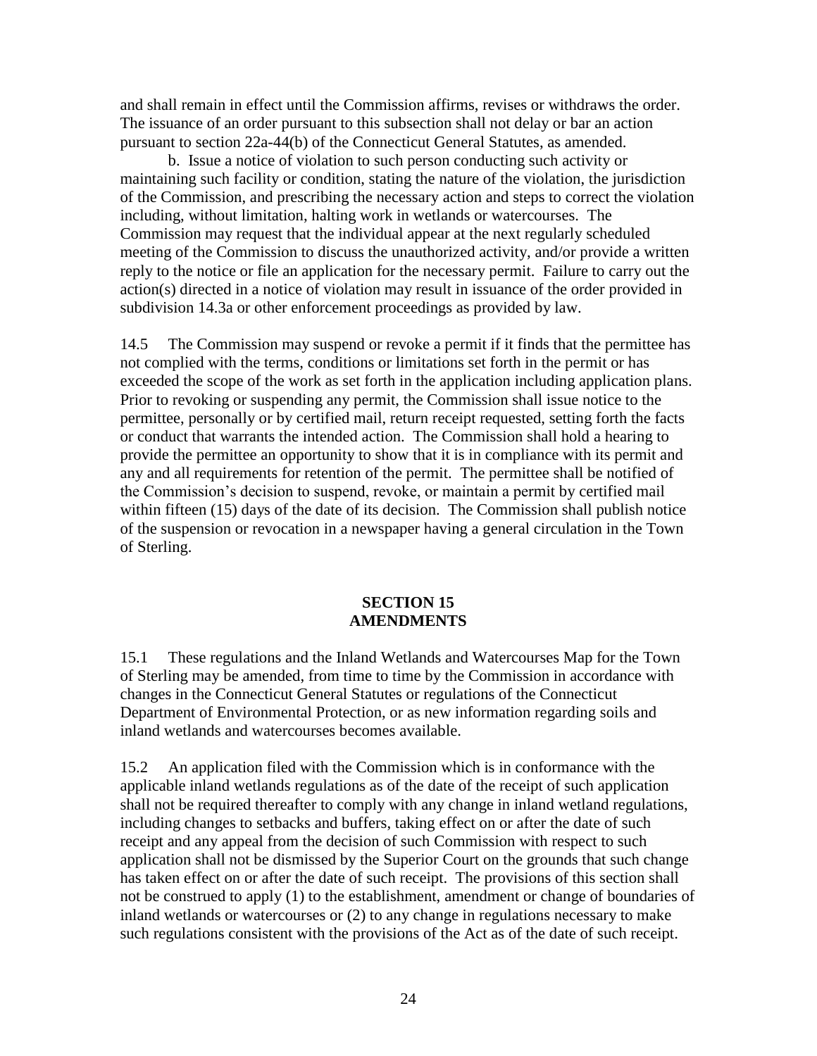and shall remain in effect until the Commission affirms, revises or withdraws the order. The issuance of an order pursuant to this subsection shall not delay or bar an action pursuant to section 22a-44(b) of the Connecticut General Statutes, as amended.

b. Issue a notice of violation to such person conducting such activity or maintaining such facility or condition, stating the nature of the violation, the jurisdiction of the Commission, and prescribing the necessary action and steps to correct the violation including, without limitation, halting work in wetlands or watercourses. The Commission may request that the individual appear at the next regularly scheduled meeting of the Commission to discuss the unauthorized activity, and/or provide a written reply to the notice or file an application for the necessary permit. Failure to carry out the action(s) directed in a notice of violation may result in issuance of the order provided in subdivision 14.3a or other enforcement proceedings as provided by law.

14.5 The Commission may suspend or revoke a permit if it finds that the permittee has not complied with the terms, conditions or limitations set forth in the permit or has exceeded the scope of the work as set forth in the application including application plans. Prior to revoking or suspending any permit, the Commission shall issue notice to the permittee, personally or by certified mail, return receipt requested, setting forth the facts or conduct that warrants the intended action. The Commission shall hold a hearing to provide the permittee an opportunity to show that it is in compliance with its permit and any and all requirements for retention of the permit. The permittee shall be notified of the Commission's decision to suspend, revoke, or maintain a permit by certified mail within fifteen (15) days of the date of its decision. The Commission shall publish notice of the suspension or revocation in a newspaper having a general circulation in the Town of Sterling.

## SECTION 15
## AMENDMENTS

15.1 These regulations and the Inland Wetlands and Watercourses Map for the Town of Sterling may be amended, from time to time by the Commission in accordance with changes in the Connecticut General Statutes or regulations of the Connecticut Department of Environmental Protection, or as new information regarding soils and inland wetlands and watercourses becomes available.

15.2 An application filed with the Commission which is in conformance with the applicable inland wetlands regulations as of the date of the receipt of such application shall not be required thereafter to comply with any change in inland wetland regulations, including changes to setbacks and buffers, taking effect on or after the date of such receipt and any appeal from the decision of such Commission with respect to such application shall not be dismissed by the Superior Court on the grounds that such change has taken effect on or after the date of such receipt. The provisions of this section shall not be construed to apply (1) to the establishment, amendment or change of boundaries of inland wetlands or watercourses or (2) to any change in regulations necessary to make such regulations consistent with the provisions of the Act as of the date of such receipt.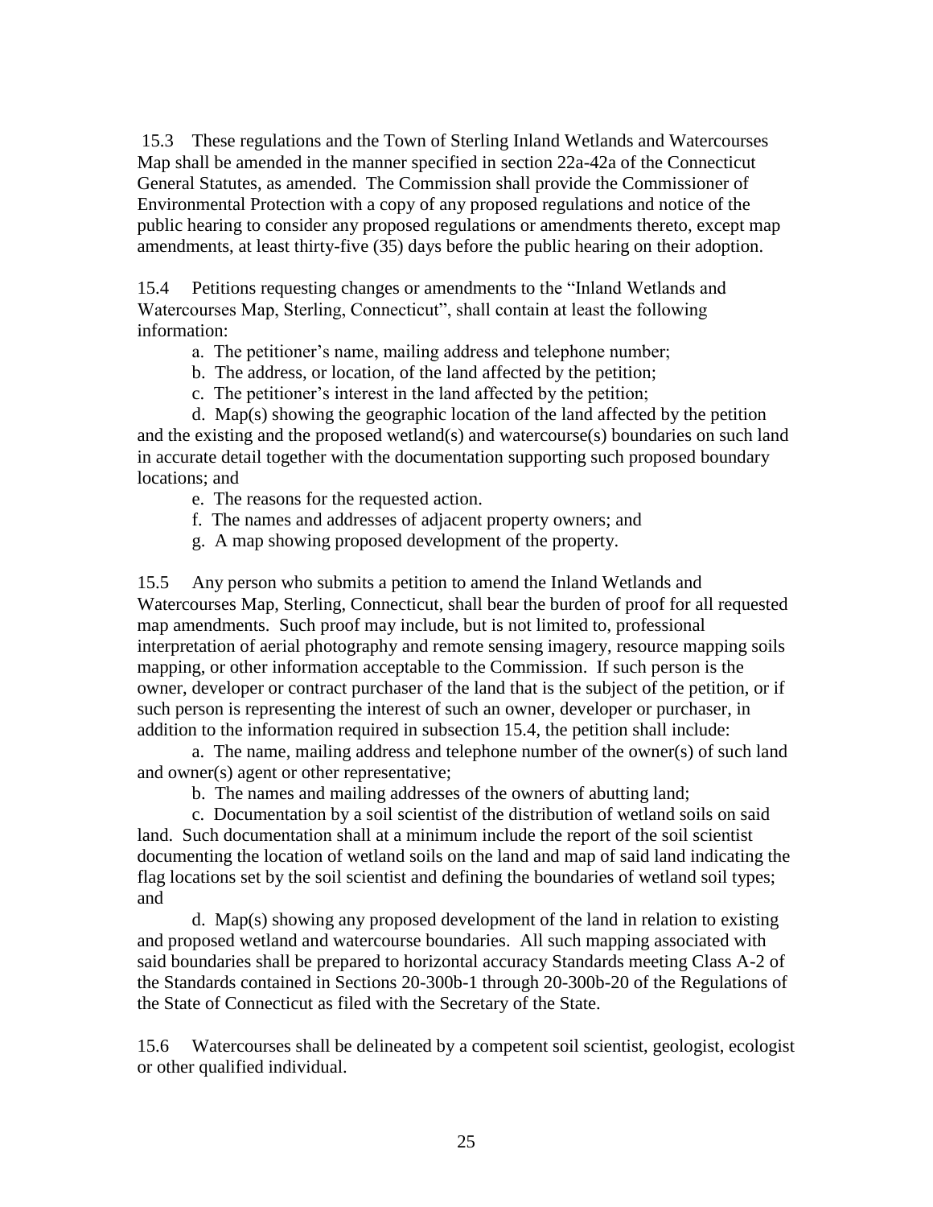15.3 These regulations and the Town of Sterling Inland Wetlands and Watercourses Map shall be amended in the manner specified in section 22a-42a of the Connecticut General Statutes, as amended. The Commission shall provide the Commissioner of Environmental Protection with a copy of any proposed regulations and notice of the public hearing to consider any proposed regulations or amendments thereto, except map amendments, at least thirty-five (35) days before the public hearing on their adoption.

15.4 Petitions requesting changes or amendments to the "Inland Wetlands and Watercourses Map, Sterling, Connecticut", shall contain at least the following information:

a. The petitioner's name, mailing address and telephone number;

b. The address, or location, of the land affected by the petition;

c. The petitioner's interest in the land affected by the petition;

d. Map(s) showing the geographic location of the land affected by the petition and the existing and the proposed wetland(s) and watercourse(s) boundaries on such land in accurate detail together with the documentation supporting such proposed boundary locations; and

e. The reasons for the requested action.

f. The names and addresses of adjacent property owners; and

g. A map showing proposed development of the property.

15.5 Any person who submits a petition to amend the Inland Wetlands and Watercourses Map, Sterling, Connecticut, shall bear the burden of proof for all requested map amendments. Such proof may include, but is not limited to, professional interpretation of aerial photography and remote sensing imagery, resource mapping soils mapping, or other information acceptable to the Commission. If such person is the owner, developer or contract purchaser of the land that is the subject of the petition, or if such person is representing the interest of such an owner, developer or purchaser, in addition to the information required in subsection 15.4, the petition shall include:

a. The name, mailing address and telephone number of the owner(s) of such land and owner(s) agent or other representative;

b. The names and mailing addresses of the owners of abutting land;

c. Documentation by a soil scientist of the distribution of wetland soils on said land. Such documentation shall at a minimum include the report of the soil scientist documenting the location of wetland soils on the land and map of said land indicating the flag locations set by the soil scientist and defining the boundaries of wetland soil types; and

d. Map(s) showing any proposed development of the land in relation to existing and proposed wetland and watercourse boundaries. All such mapping associated with said boundaries shall be prepared to horizontal accuracy Standards meeting Class A-2 of the Standards contained in Sections 20-300b-1 through 20-300b-20 of the Regulations of the State of Connecticut as filed with the Secretary of the State.

15.6 Watercourses shall be delineated by a competent soil scientist, geologist, ecologist or other qualified individual.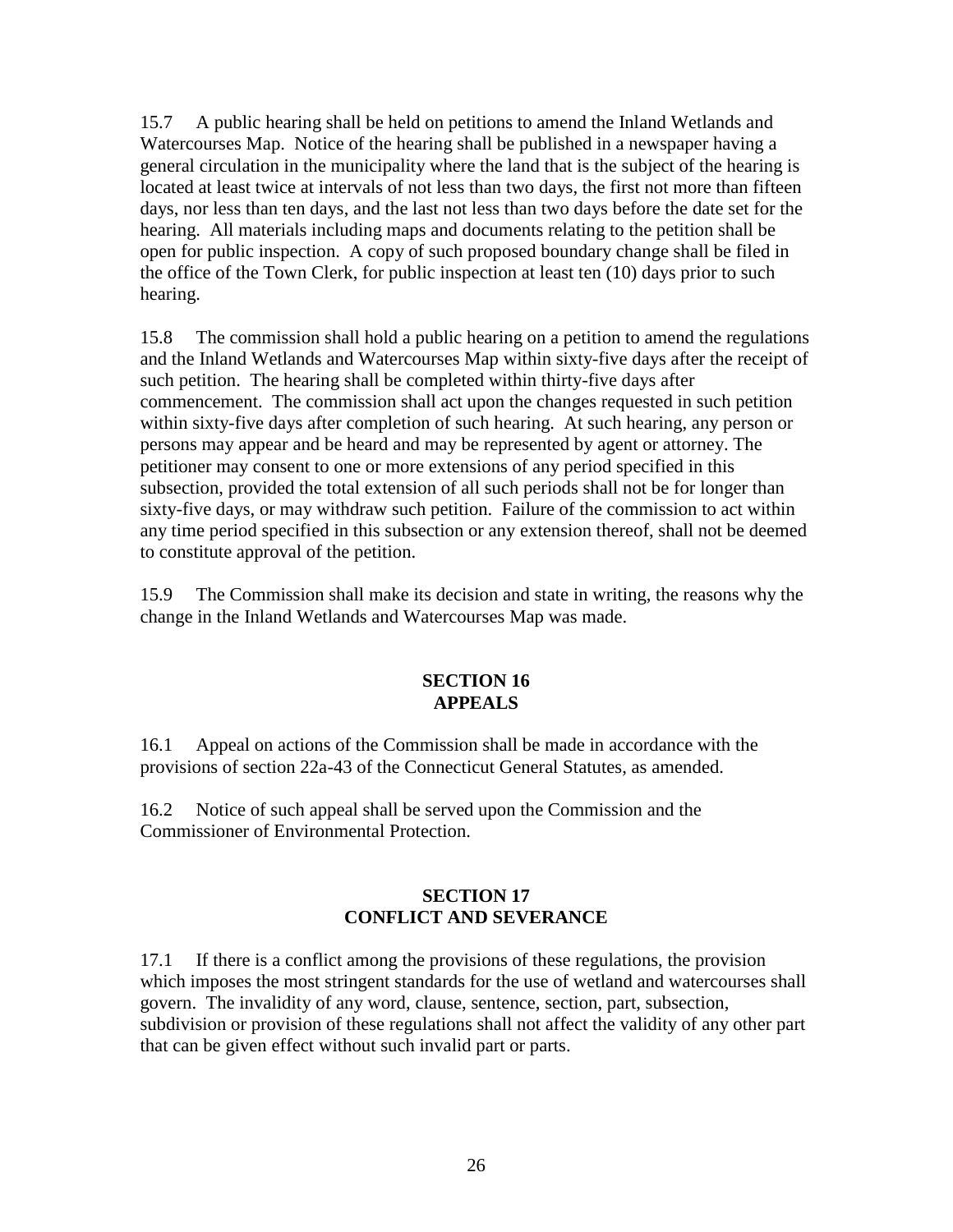15.7 A public hearing shall be held on petitions to amend the Inland Wetlands and Watercourses Map. Notice of the hearing shall be published in a newspaper having a general circulation in the municipality where the land that is the subject of the hearing is located at least twice at intervals of not less than two days, the first not more than fifteen days, nor less than ten days, and the last not less than two days before the date set for the hearing. All materials including maps and documents relating to the petition shall be open for public inspection. A copy of such proposed boundary change shall be filed in the office of the Town Clerk, for public inspection at least ten (10) days prior to such hearing.

15.8 The commission shall hold a public hearing on a petition to amend the regulations and the Inland Wetlands and Watercourses Map within sixty-five days after the receipt of such petition. The hearing shall be completed within thirty-five days after commencement. The commission shall act upon the changes requested in such petition within sixty-five days after completion of such hearing. At such hearing, any person or persons may appear and be heard and may be represented by agent or attorney. The petitioner may consent to one or more extensions of any period specified in this subsection, provided the total extension of all such periods shall not be for longer than sixty-five days, or may withdraw such petition. Failure of the commission to act within any time period specified in this subsection or any extension thereof, shall not be deemed to constitute approval of the petition.

15.9 The Commission shall make its decision and state in writing, the reasons why the change in the Inland Wetlands and Watercourses Map was made.

## SECTION 16
## APPEALS

16.1 Appeal on actions of the Commission shall be made in accordance with the provisions of section 22a-43 of the Connecticut General Statutes, as amended.

16.2 Notice of such appeal shall be served upon the Commission and the Commissioner of Environmental Protection.

## SECTION 17
## CONFLICT AND SEVERANCE

17.1 If there is a conflict among the provisions of these regulations, the provision which imposes the most stringent standards for the use of wetland and watercourses shall govern. The invalidity of any word, clause, sentence, section, part, subsection, subdivision or provision of these regulations shall not affect the validity of any other part that can be given effect without such invalid part or parts.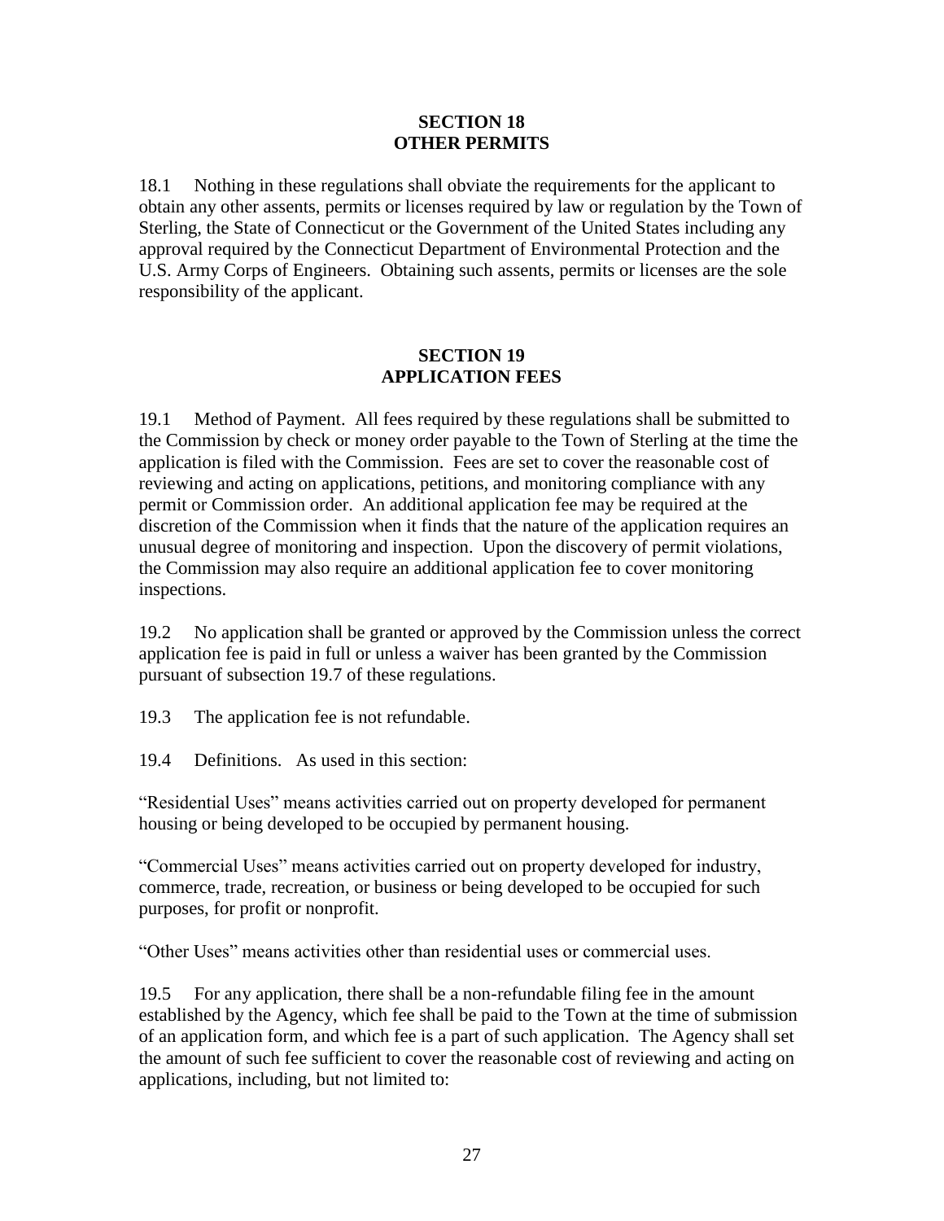## SECTION 18
## OTHER PERMITS

18.1 Nothing in these regulations shall obviate the requirements for the applicant to obtain any other assents, permits or licenses required by law or regulation by the Town of Sterling, the State of Connecticut or the Government of the United States including any approval required by the Connecticut Department of Environmental Protection and the U.S. Army Corps of Engineers. Obtaining such assents, permits or licenses are the sole responsibility of the applicant.

## SECTION 19
## APPLICATION FEES

19.1 Method of Payment. All fees required by these regulations shall be submitted to the Commission by check or money order payable to the Town of Sterling at the time the application is filed with the Commission. Fees are set to cover the reasonable cost of reviewing and acting on applications, petitions, and monitoring compliance with any permit or Commission order. An additional application fee may be required at the discretion of the Commission when it finds that the nature of the application requires an unusual degree of monitoring and inspection. Upon the discovery of permit violations, the Commission may also require an additional application fee to cover monitoring inspections.

19.2 No application shall be granted or approved by the Commission unless the correct application fee is paid in full or unless a waiver has been granted by the Commission pursuant of subsection 19.7 of these regulations.

19.3 The application fee is not refundable.

19.4 Definitions. As used in this section:

"Residential Uses" means activities carried out on property developed for permanent housing or being developed to be occupied by permanent housing.

"Commercial Uses" means activities carried out on property developed for industry, commerce, trade, recreation, or business or being developed to be occupied for such purposes, for profit or nonprofit.

"Other Uses" means activities other than residential uses or commercial uses.

19.5 For any application, there shall be a non-refundable filing fee in the amount established by the Agency, which fee shall be paid to the Town at the time of submission of an application form, and which fee is a part of such application. The Agency shall set the amount of such fee sufficient to cover the reasonable cost of reviewing and acting on applications, including, but not limited to: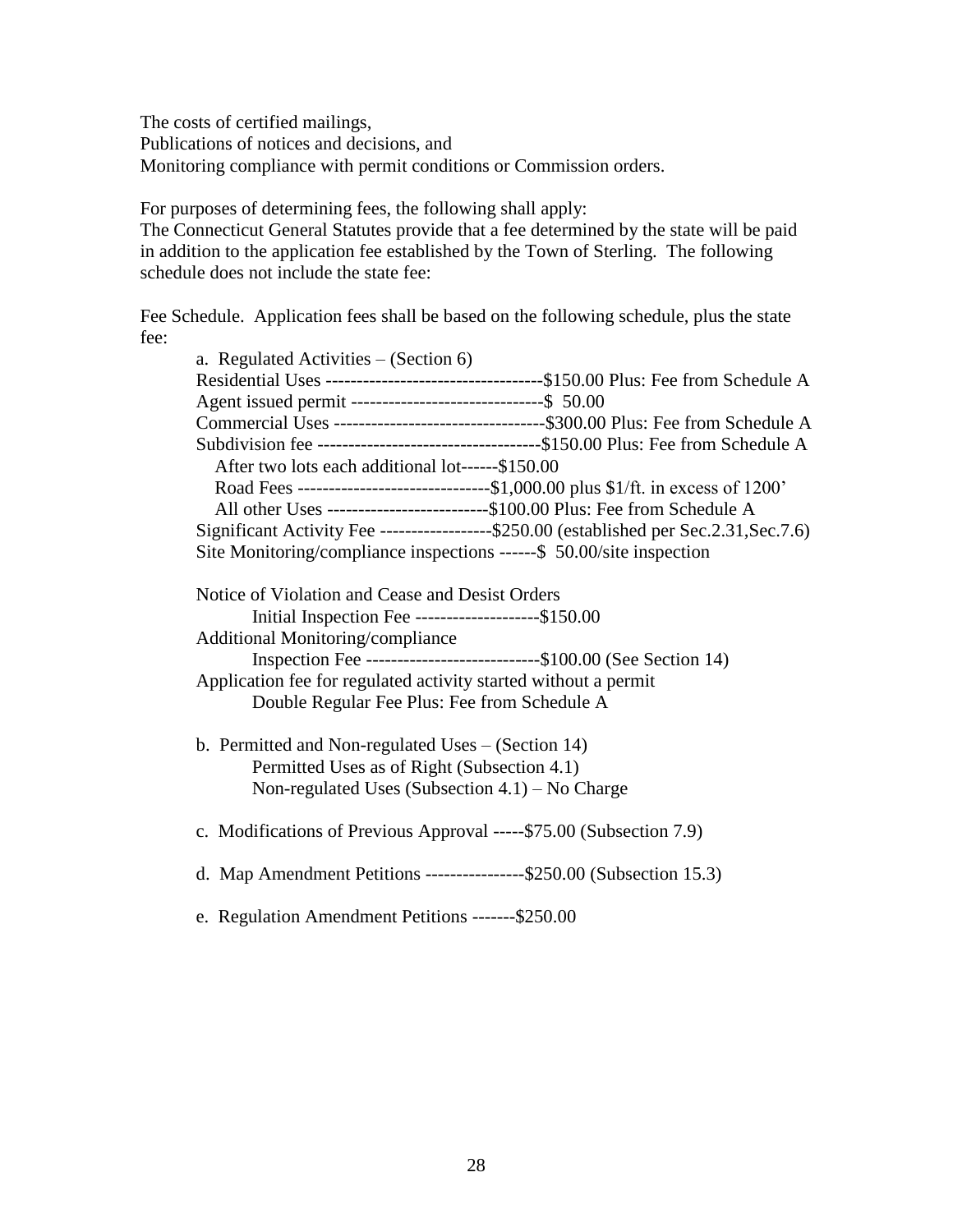The costs of certified mailings,
Publications of notices and decisions, and
Monitoring compliance with permit conditions or Commission orders.

For purposes of determining fees, the following shall apply:
The Connecticut General Statutes provide that a fee determined by the state will be paid in addition to the application fee established by the Town of Sterling. The following schedule does not include the state fee:

Fee Schedule. Application fees shall be based on the following schedule, plus the state fee:

a. Regulated Activities – (Section 6)
Residential Uses ----------------------------------$150.00 Plus: Fee from Schedule A
Agent issued permit -------------------------------$ 50.00
Commercial Uses ----------------------------------$300.00 Plus: Fee from Schedule A
Subdivision fee ------------------------------------$150.00 Plus: Fee from Schedule A
After two lots each additional lot------$150.00
Road Fees -------------------------------$1,000.00 plus $1/ft. in excess of 1200'
All other Uses --------------------------$100.00 Plus: Fee from Schedule A
Significant Activity Fee ------------------$250.00 (established per Sec.2.31,Sec.7.6)
Site Monitoring/compliance inspections ------$ 50.00/site inspection

Notice of Violation and Cease and Desist Orders
Initial Inspection Fee --------------------$150.00
Additional Monitoring/compliance
Inspection Fee ----------------------------$100.00 (See Section 14)
Application fee for regulated activity started without a permit
Double Regular Fee Plus: Fee from Schedule A

b. Permitted and Non-regulated Uses – (Section 14)
Permitted Uses as of Right (Subsection 4.1)
Non-regulated Uses (Subsection 4.1) – No Charge

c. Modifications of Previous Approval -----$75.00 (Subsection 7.9)

d. Map Amendment Petitions ----------------$250.00 (Subsection 15.3)

e. Regulation Amendment Petitions -------$250.00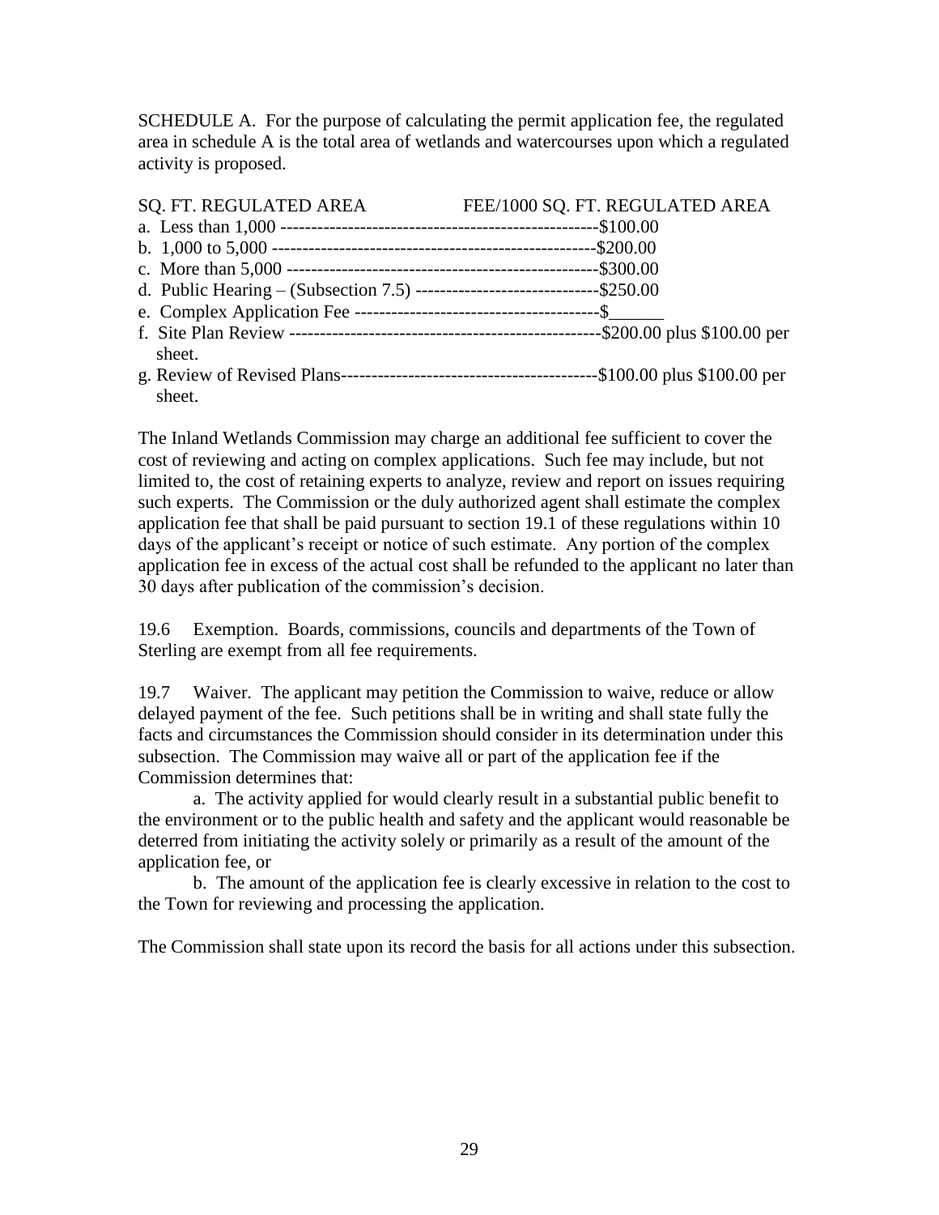SCHEDULE A. For the purpose of calculating the permit application fee, the regulated area in schedule A is the total area of wetlands and watercourses upon which a regulated activity is proposed.

| SQ. FT. REGULATED AREA | FEE/1000 SQ. FT. REGULATED AREA |
|---|---|
| a. Less than 1,000 | $100.00 |
| b. 1,000 to 5,000 | $200.00 |
| c. More than 5,000 | $300.00 |
| d. Public Hearing – (Subsection 7.5) | $250.00 |
| e. Complex Application Fee | $______ |
| f. Site Plan Review | $200.00 plus $100.00 per sheet. |
| g. Review of Revised Plans | $100.00 plus $100.00 per sheet. |

The Inland Wetlands Commission may charge an additional fee sufficient to cover the cost of reviewing and acting on complex applications. Such fee may include, but not limited to, the cost of retaining experts to analyze, review and report on issues requiring such experts. The Commission or the duly authorized agent shall estimate the complex application fee that shall be paid pursuant to section 19.1 of these regulations within 10 days of the applicant's receipt or notice of such estimate. Any portion of the complex application fee in excess of the actual cost shall be refunded to the applicant no later than 30 days after publication of the commission's decision.

19.6 Exemption. Boards, commissions, councils and departments of the Town of Sterling are exempt from all fee requirements.

19.7 Waiver. The applicant may petition the Commission to waive, reduce or allow delayed payment of the fee. Such petitions shall be in writing and shall state fully the facts and circumstances the Commission should consider in its determination under this subsection. The Commission may waive all or part of the application fee if the Commission determines that:

a. The activity applied for would clearly result in a substantial public benefit to the environment or to the public health and safety and the applicant would reasonable be deterred from initiating the activity solely or primarily as a result of the amount of the application fee, or

b. The amount of the application fee is clearly excessive in relation to the cost to the Town for reviewing and processing the application.

The Commission shall state upon its record the basis for all actions under this subsection.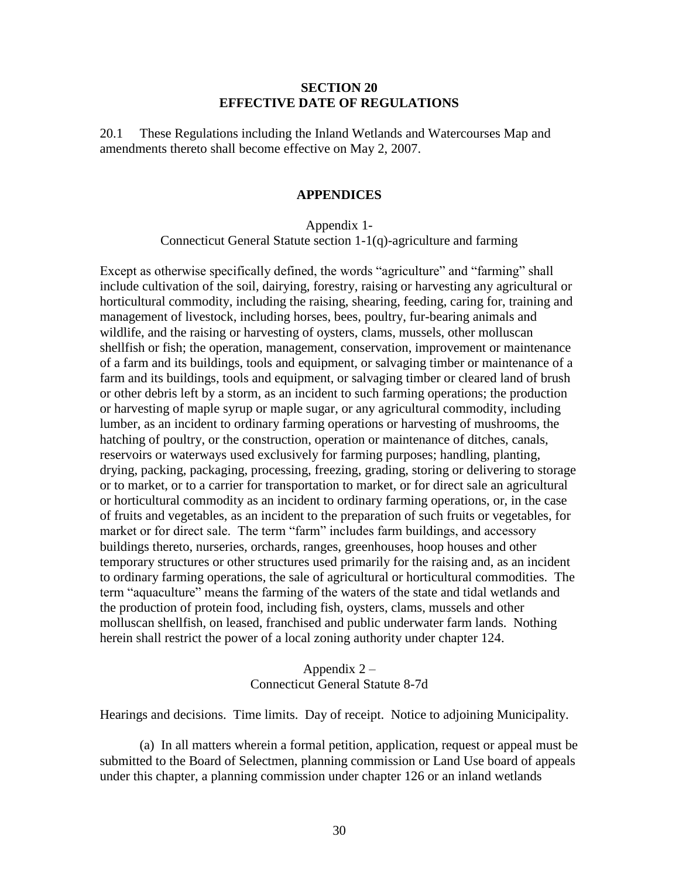## SECTION 20
## EFFECTIVE DATE OF REGULATIONS

20.1 These Regulations including the Inland Wetlands and Watercourses Map and amendments thereto shall become effective on May 2, 2007.

## APPENDICES

### Appendix 1-
### Connecticut General Statute section 1-1(q)-agriculture and farming

Except as otherwise specifically defined, the words "agriculture" and "farming" shall include cultivation of the soil, dairying, forestry, raising or harvesting any agricultural or horticultural commodity, including the raising, shearing, feeding, caring for, training and management of livestock, including horses, bees, poultry, fur-bearing animals and wildlife, and the raising or harvesting of oysters, clams, mussels, other molluscan shellfish or fish; the operation, management, conservation, improvement or maintenance of a farm and its buildings, tools and equipment, or salvaging timber or maintenance of a farm and its buildings, tools and equipment, or salvaging timber or cleared land of brush or other debris left by a storm, as an incident to such farming operations; the production or harvesting of maple syrup or maple sugar, or any agricultural commodity, including lumber, as an incident to ordinary farming operations or harvesting of mushrooms, the hatching of poultry, or the construction, operation or maintenance of ditches, canals, reservoirs or waterways used exclusively for farming purposes; handling, planting, drying, packing, packaging, processing, freezing, grading, storing or delivering to storage or to market, or to a carrier for transportation to market, or for direct sale an agricultural or horticultural commodity as an incident to ordinary farming operations, or, in the case of fruits and vegetables, as an incident to the preparation of such fruits or vegetables, for market or for direct sale. The term "farm" includes farm buildings, and accessory buildings thereto, nurseries, orchards, ranges, greenhouses, hoop houses and other temporary structures or other structures used primarily for the raising and, as an incident to ordinary farming operations, the sale of agricultural or horticultural commodities. The term "aquaculture" means the farming of the waters of the state and tidal wetlands and the production of protein food, including fish, oysters, clams, mussels and other molluscan shellfish, on leased, franchised and public underwater farm lands. Nothing herein shall restrict the power of a local zoning authority under chapter 124.

### Appendix 2 –
### Connecticut General Statute 8-7d

Hearings and decisions. Time limits. Day of receipt. Notice to adjoining Municipality.

(a) In all matters wherein a formal petition, application, request or appeal must be submitted to the Board of Selectmen, planning commission or Land Use board of appeals under this chapter, a planning commission under chapter 126 or an inland wetlands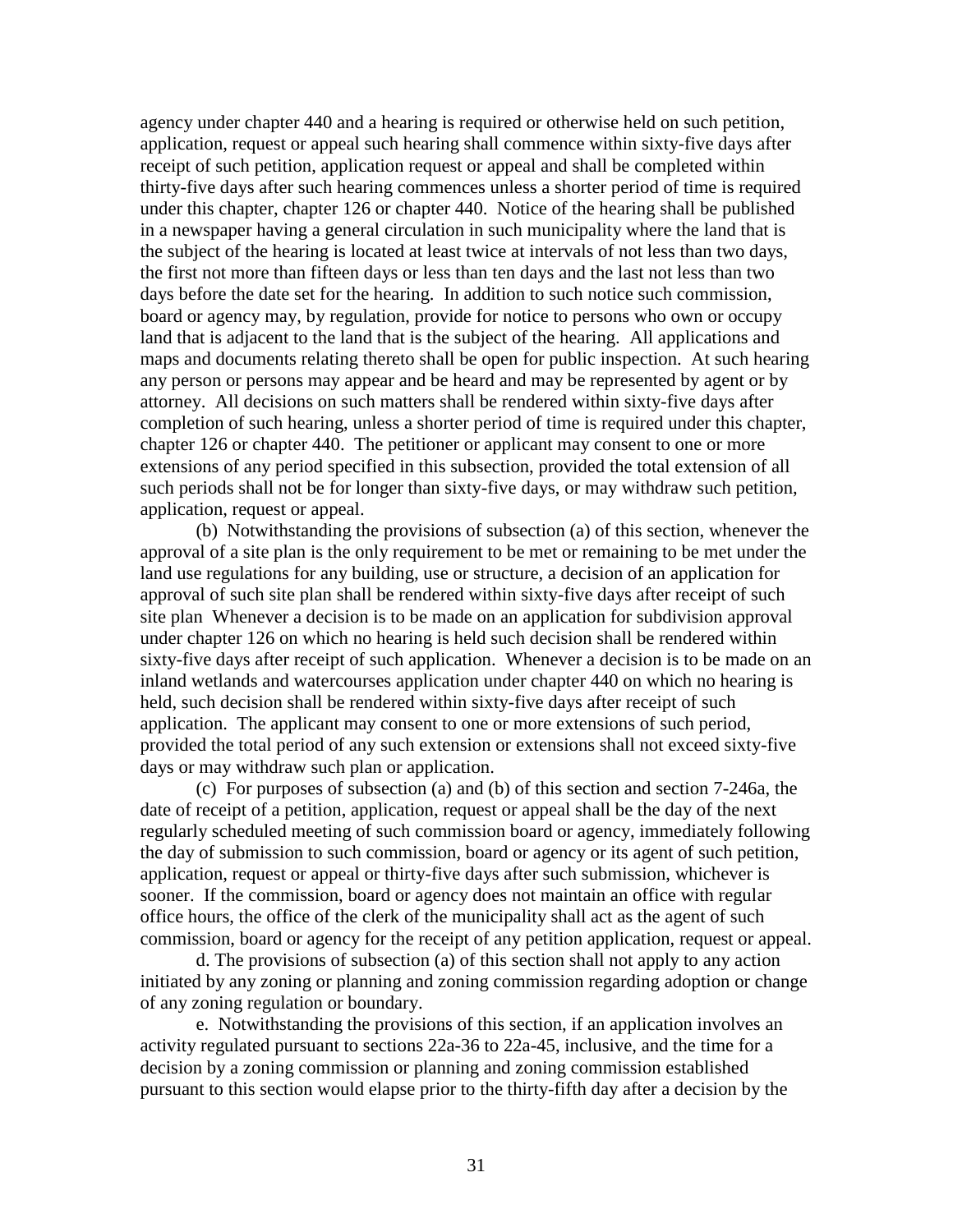agency under chapter 440 and a hearing is required or otherwise held on such petition, application, request or appeal such hearing shall commence within sixty-five days after receipt of such petition, application request or appeal and shall be completed within thirty-five days after such hearing commences unless a shorter period of time is required under this chapter, chapter 126 or chapter 440. Notice of the hearing shall be published in a newspaper having a general circulation in such municipality where the land that is the subject of the hearing is located at least twice at intervals of not less than two days, the first not more than fifteen days or less than ten days and the last not less than two days before the date set for the hearing. In addition to such notice such commission, board or agency may, by regulation, provide for notice to persons who own or occupy land that is adjacent to the land that is the subject of the hearing. All applications and maps and documents relating thereto shall be open for public inspection. At such hearing any person or persons may appear and be heard and may be represented by agent or by attorney. All decisions on such matters shall be rendered within sixty-five days after completion of such hearing, unless a shorter period of time is required under this chapter, chapter 126 or chapter 440. The petitioner or applicant may consent to one or more extensions of any period specified in this subsection, provided the total extension of all such periods shall not be for longer than sixty-five days, or may withdraw such petition, application, request or appeal.

(b) Notwithstanding the provisions of subsection (a) of this section, whenever the approval of a site plan is the only requirement to be met or remaining to be met under the land use regulations for any building, use or structure, a decision of an application for approval of such site plan shall be rendered within sixty-five days after receipt of such site plan Whenever a decision is to be made on an application for subdivision approval under chapter 126 on which no hearing is held such decision shall be rendered within sixty-five days after receipt of such application. Whenever a decision is to be made on an inland wetlands and watercourses application under chapter 440 on which no hearing is held, such decision shall be rendered within sixty-five days after receipt of such application. The applicant may consent to one or more extensions of such period, provided the total period of any such extension or extensions shall not exceed sixty-five days or may withdraw such plan or application.

(c) For purposes of subsection (a) and (b) of this section and section 7-246a, the date of receipt of a petition, application, request or appeal shall be the day of the next regularly scheduled meeting of such commission board or agency, immediately following the day of submission to such commission, board or agency or its agent of such petition, application, request or appeal or thirty-five days after such submission, whichever is sooner. If the commission, board or agency does not maintain an office with regular office hours, the office of the clerk of the municipality shall act as the agent of such commission, board or agency for the receipt of any petition application, request or appeal.

d. The provisions of subsection (a) of this section shall not apply to any action initiated by any zoning or planning and zoning commission regarding adoption or change of any zoning regulation or boundary.

e. Notwithstanding the provisions of this section, if an application involves an activity regulated pursuant to sections 22a-36 to 22a-45, inclusive, and the time for a decision by a zoning commission or planning and zoning commission established pursuant to this section would elapse prior to the thirty-fifth day after a decision by the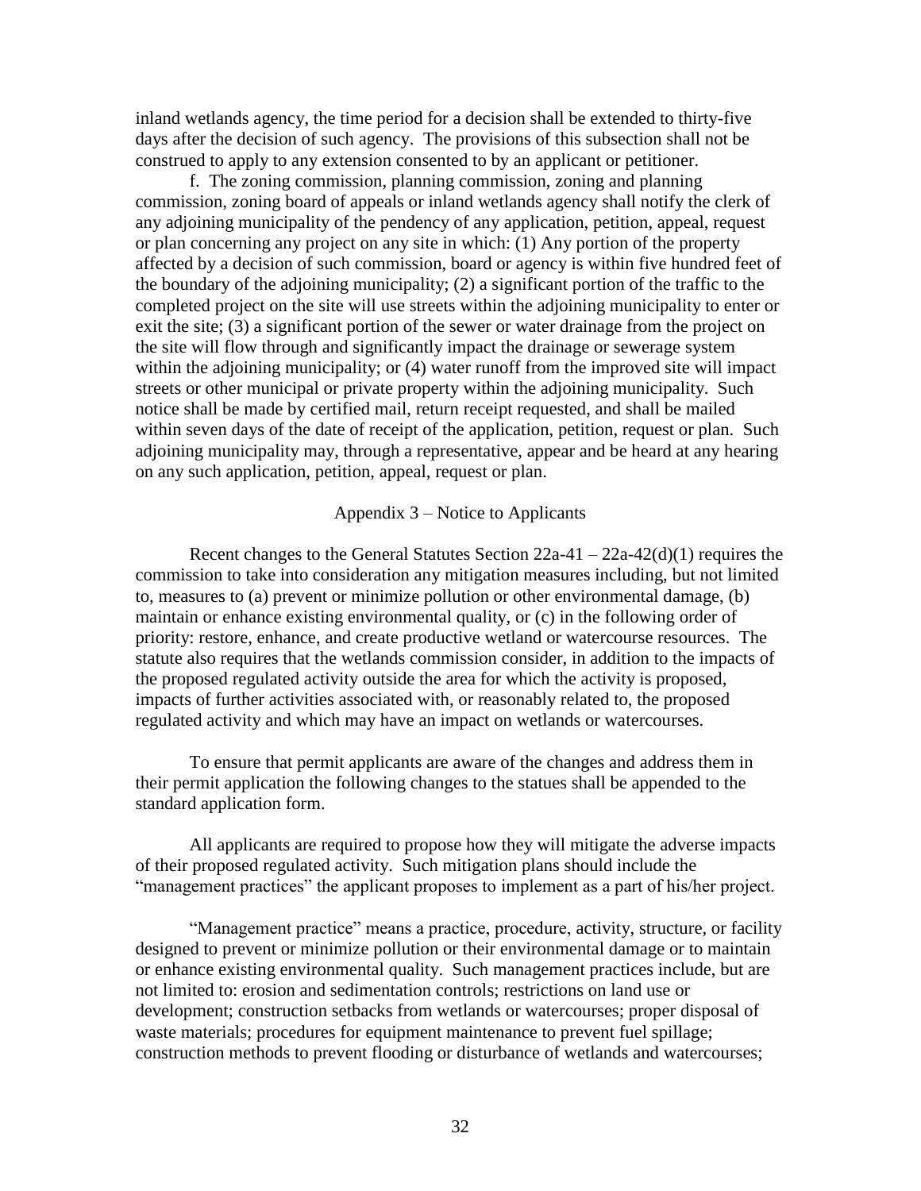inland wetlands agency, the time period for a decision shall be extended to thirty-five days after the decision of such agency. The provisions of this subsection shall not be construed to apply to any extension consented to by an applicant or petitioner.

f. The zoning commission, planning commission, zoning and planning commission, zoning board of appeals or inland wetlands agency shall notify the clerk of any adjoining municipality of the pendency of any application, petition, appeal, request or plan concerning any project on any site in which: (1) Any portion of the property affected by a decision of such commission, board or agency is within five hundred feet of the boundary of the adjoining municipality; (2) a significant portion of the traffic to the completed project on the site will use streets within the adjoining municipality to enter or exit the site; (3) a significant portion of the sewer or water drainage from the project on the site will flow through and significantly impact the drainage or sewerage system within the adjoining municipality; or (4) water runoff from the improved site will impact streets or other municipal or private property within the adjoining municipality. Such notice shall be made by certified mail, return receipt requested, and shall be mailed within seven days of the date of receipt of the application, petition, request or plan. Such adjoining municipality may, through a representative, appear and be heard at any hearing on any such application, petition, appeal, request or plan.

## Appendix 3 – Notice to Applicants

Recent changes to the General Statutes Section 22a-41 – 22a-42(d)(1) requires the commission to take into consideration any mitigation measures including, but not limited to, measures to (a) prevent or minimize pollution or other environmental damage, (b) maintain or enhance existing environmental quality, or (c) in the following order of priority: restore, enhance, and create productive wetland or watercourse resources. The statute also requires that the wetlands commission consider, in addition to the impacts of the proposed regulated activity outside the area for which the activity is proposed, impacts of further activities associated with, or reasonably related to, the proposed regulated activity and which may have an impact on wetlands or watercourses.

To ensure that permit applicants are aware of the changes and address them in their permit application the following changes to the statues shall be appended to the standard application form.

All applicants are required to propose how they will mitigate the adverse impacts of their proposed regulated activity. Such mitigation plans should include the "management practices" the applicant proposes to implement as a part of his/her project.

"Management practice" means a practice, procedure, activity, structure, or facility designed to prevent or minimize pollution or their environmental damage or to maintain or enhance existing environmental quality. Such management practices include, but are not limited to: erosion and sedimentation controls; restrictions on land use or development; construction setbacks from wetlands or watercourses; proper disposal of waste materials; procedures for equipment maintenance to prevent fuel spillage; construction methods to prevent flooding or disturbance of wetlands and watercourses;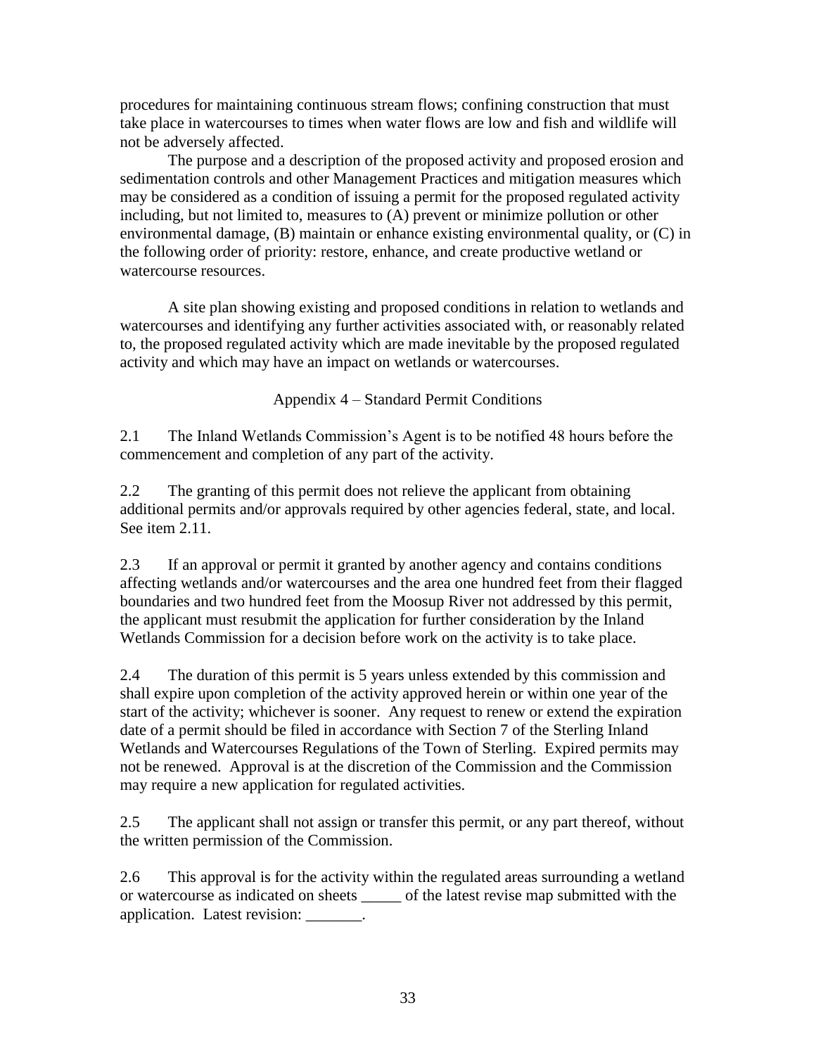procedures for maintaining continuous stream flows; confining construction that must take place in watercourses to times when water flows are low and fish and wildlife will not be adversely affected.

The purpose and a description of the proposed activity and proposed erosion and sedimentation controls and other Management Practices and mitigation measures which may be considered as a condition of issuing a permit for the proposed regulated activity including, but not limited to, measures to (A) prevent or minimize pollution or other environmental damage, (B) maintain or enhance existing environmental quality, or (C) in the following order of priority: restore, enhance, and create productive wetland or watercourse resources.

A site plan showing existing and proposed conditions in relation to wetlands and watercourses and identifying any further activities associated with, or reasonably related to, the proposed regulated activity which are made inevitable by the proposed regulated activity and which may have an impact on wetlands or watercourses.

## Appendix 4 – Standard Permit Conditions

2.1 The Inland Wetlands Commission's Agent is to be notified 48 hours before the commencement and completion of any part of the activity.

2.2 The granting of this permit does not relieve the applicant from obtaining additional permits and/or approvals required by other agencies federal, state, and local. See item 2.11.

2.3 If an approval or permit it granted by another agency and contains conditions affecting wetlands and/or watercourses and the area one hundred feet from their flagged boundaries and two hundred feet from the Moosup River not addressed by this permit, the applicant must resubmit the application for further consideration by the Inland Wetlands Commission for a decision before work on the activity is to take place.

2.4 The duration of this permit is 5 years unless extended by this commission and shall expire upon completion of the activity approved herein or within one year of the start of the activity; whichever is sooner. Any request to renew or extend the expiration date of a permit should be filed in accordance with Section 7 of the Sterling Inland Wetlands and Watercourses Regulations of the Town of Sterling. Expired permits may not be renewed. Approval is at the discretion of the Commission and the Commission may require a new application for regulated activities.

2.5 The applicant shall not assign or transfer this permit, or any part thereof, without the written permission of the Commission.

2.6 This approval is for the activity within the regulated areas surrounding a wetland or watercourse as indicated on sheets _____ of the latest revise map submitted with the application. Latest revision: _______.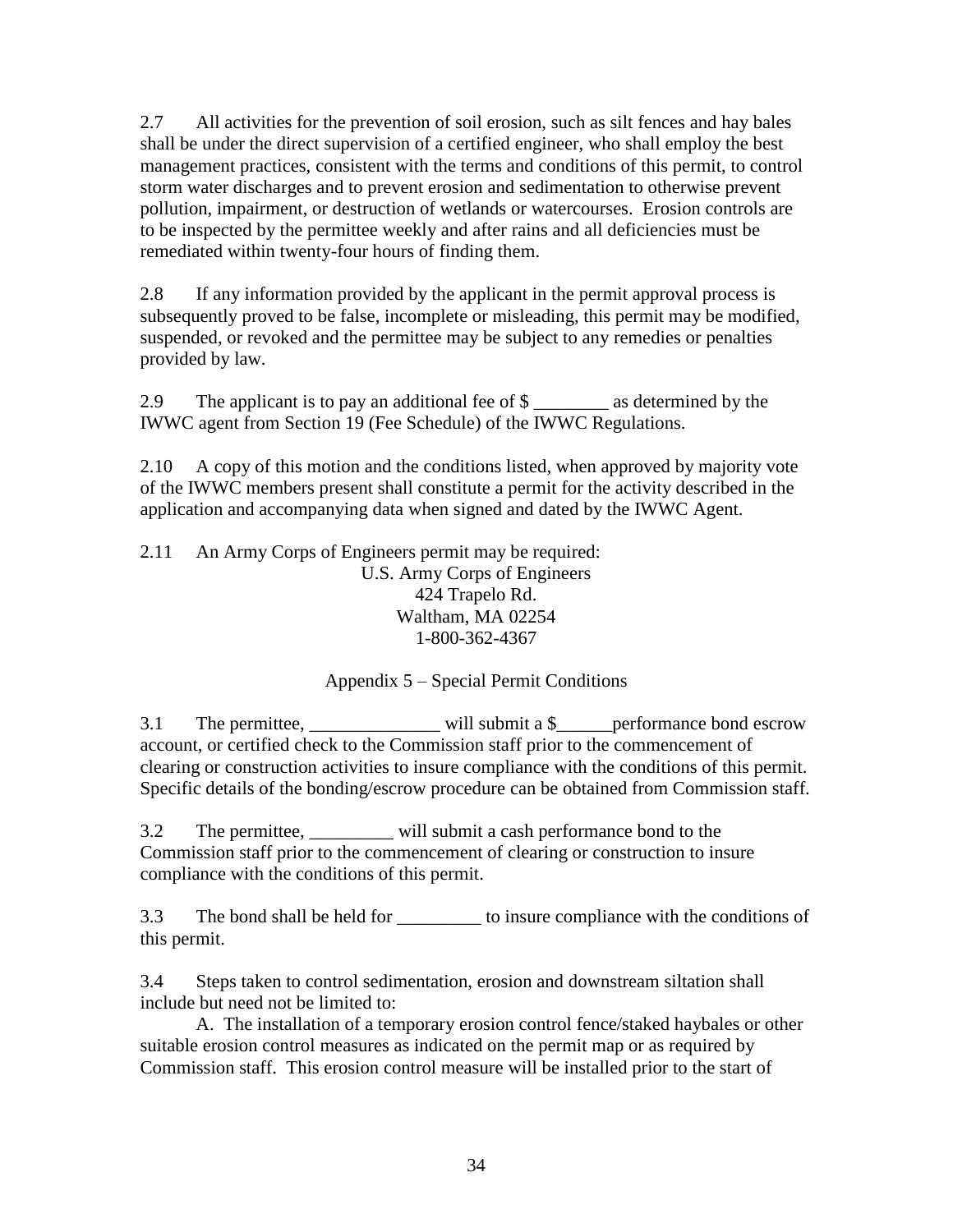2.7 All activities for the prevention of soil erosion, such as silt fences and hay bales shall be under the direct supervision of a certified engineer, who shall employ the best management practices, consistent with the terms and conditions of this permit, to control storm water discharges and to prevent erosion and sedimentation to otherwise prevent pollution, impairment, or destruction of wetlands or watercourses. Erosion controls are to be inspected by the permittee weekly and after rains and all deficiencies must be remediated within twenty-four hours of finding them.

2.8 If any information provided by the applicant in the permit approval process is subsequently proved to be false, incomplete or misleading, this permit may be modified, suspended, or revoked and the permittee may be subject to any remedies or penalties provided by law.

2.9 The applicant is to pay an additional fee of $ ________ as determined by the IWWC agent from Section 19 (Fee Schedule) of the IWWC Regulations.

2.10 A copy of this motion and the conditions listed, when approved by majority vote of the IWWC members present shall constitute a permit for the activity described in the application and accompanying data when signed and dated by the IWWC Agent.

2.11 An Army Corps of Engineers permit may be required:

U.S. Army Corps of Engineers
424 Trapelo Rd.
Waltham, MA 02254
1-800-362-4367

## Appendix 5 – Special Permit Conditions

3.1 The permittee, ______________ will submit a $______performance bond escrow account, or certified check to the Commission staff prior to the commencement of clearing or construction activities to insure compliance with the conditions of this permit. Specific details of the bonding/escrow procedure can be obtained from Commission staff.

3.2 The permittee, _________ will submit a cash performance bond to the Commission staff prior to the commencement of clearing or construction to insure compliance with the conditions of this permit.

3.3 The bond shall be held for _________ to insure compliance with the conditions of this permit.

3.4 Steps taken to control sedimentation, erosion and downstream siltation shall include but need not be limited to:

A. The installation of a temporary erosion control fence/staked haybales or other suitable erosion control measures as indicated on the permit map or as required by Commission staff. This erosion control measure will be installed prior to the start of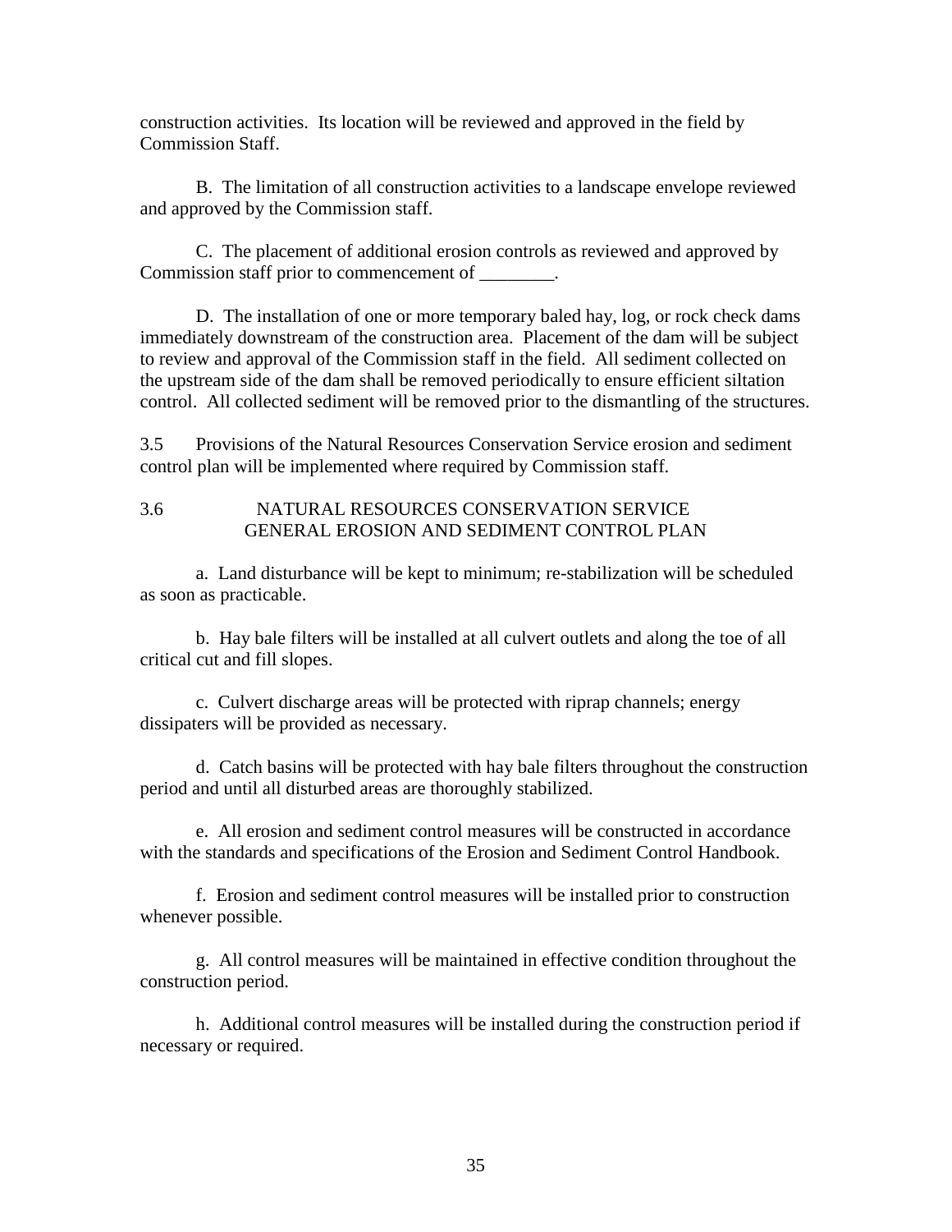construction activities. Its location will be reviewed and approved in the field by Commission Staff.

B. The limitation of all construction activities to a landscape envelope reviewed and approved by the Commission staff.

C. The placement of additional erosion controls as reviewed and approved by Commission staff prior to commencement of ________.

D. The installation of one or more temporary baled hay, log, or rock check dams immediately downstream of the construction area. Placement of the dam will be subject to review and approval of the Commission staff in the field. All sediment collected on the upstream side of the dam shall be removed periodically to ensure efficient siltation control. All collected sediment will be removed prior to the dismantling of the structures.

3.5 Provisions of the Natural Resources Conservation Service erosion and sediment control plan will be implemented where required by Commission staff.

3.6 NATURAL RESOURCES CONSERVATION SERVICE GENERAL EROSION AND SEDIMENT CONTROL PLAN

a. Land disturbance will be kept to minimum; re-stabilization will be scheduled as soon as practicable.

b. Hay bale filters will be installed at all culvert outlets and along the toe of all critical cut and fill slopes.

c. Culvert discharge areas will be protected with riprap channels; energy dissipaters will be provided as necessary.

d. Catch basins will be protected with hay bale filters throughout the construction period and until all disturbed areas are thoroughly stabilized.

e. All erosion and sediment control measures will be constructed in accordance with the standards and specifications of the Erosion and Sediment Control Handbook.

f. Erosion and sediment control measures will be installed prior to construction whenever possible.

g. All control measures will be maintained in effective condition throughout the construction period.

h. Additional control measures will be installed during the construction period if necessary or required.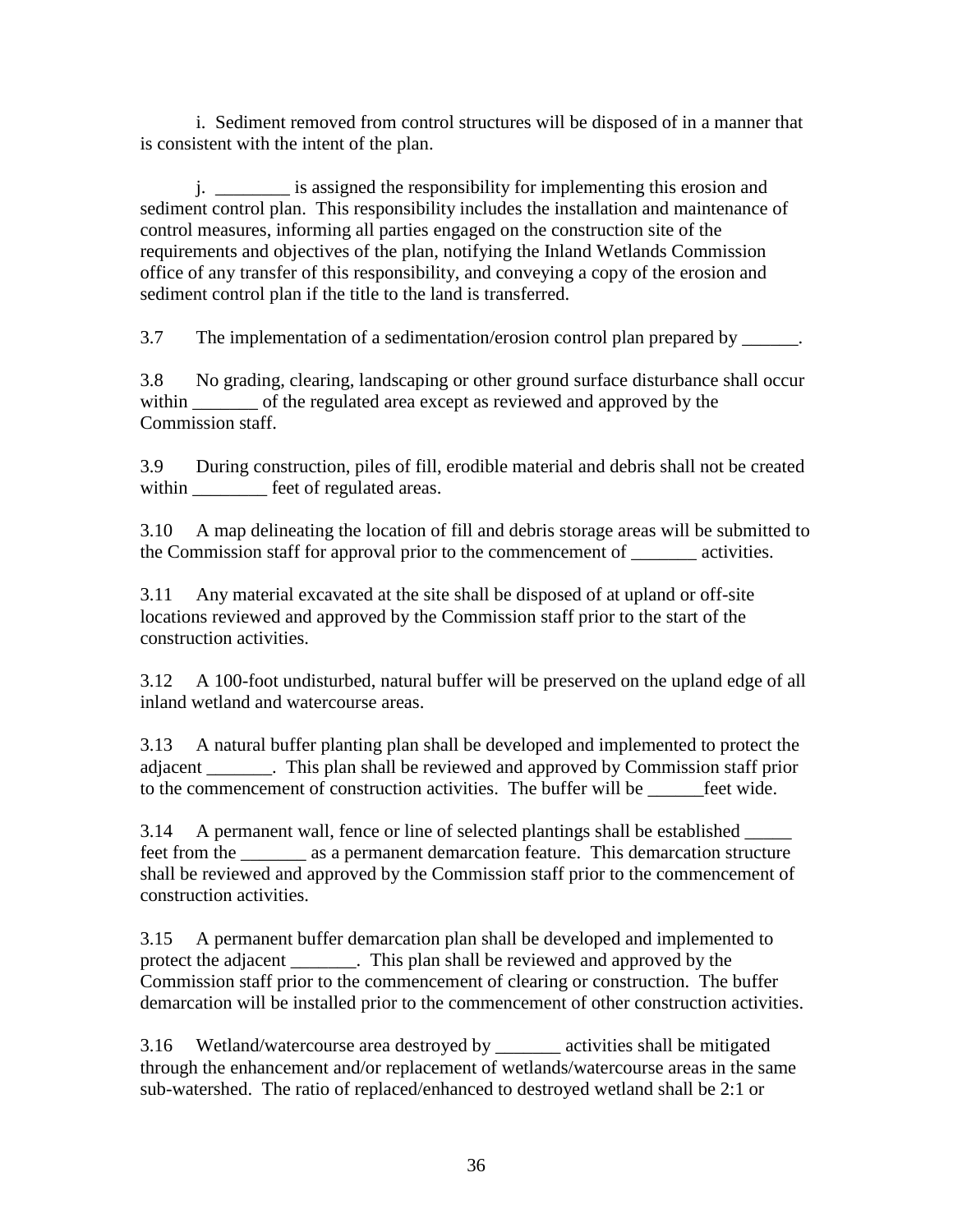i. Sediment removed from control structures will be disposed of in a manner that is consistent with the intent of the plan.

j. ________ is assigned the responsibility for implementing this erosion and sediment control plan. This responsibility includes the installation and maintenance of control measures, informing all parties engaged on the construction site of the requirements and objectives of the plan, notifying the Inland Wetlands Commission office of any transfer of this responsibility, and conveying a copy of the erosion and sediment control plan if the title to the land is transferred.

3.7 The implementation of a sedimentation/erosion control plan prepared by ______.

3.8 No grading, clearing, landscaping or other ground surface disturbance shall occur within _______ of the regulated area except as reviewed and approved by the Commission staff.

3.9 During construction, piles of fill, erodible material and debris shall not be created within ________ feet of regulated areas.

3.10 A map delineating the location of fill and debris storage areas will be submitted to the Commission staff for approval prior to the commencement of _______ activities.

3.11 Any material excavated at the site shall be disposed of at upland or off-site locations reviewed and approved by the Commission staff prior to the start of the construction activities.

3.12 A 100-foot undisturbed, natural buffer will be preserved on the upland edge of all inland wetland and watercourse areas.

3.13 A natural buffer planting plan shall be developed and implemented to protect the adjacent _______. This plan shall be reviewed and approved by Commission staff prior to the commencement of construction activities. The buffer will be ______feet wide.

3.14 A permanent wall, fence or line of selected plantings shall be established _____ feet from the _______ as a permanent demarcation feature. This demarcation structure shall be reviewed and approved by the Commission staff prior to the commencement of construction activities.

3.15 A permanent buffer demarcation plan shall be developed and implemented to protect the adjacent _______. This plan shall be reviewed and approved by the Commission staff prior to the commencement of clearing or construction. The buffer demarcation will be installed prior to the commencement of other construction activities.

3.16 Wetland/watercourse area destroyed by _______ activities shall be mitigated through the enhancement and/or replacement of wetlands/watercourse areas in the same sub-watershed. The ratio of replaced/enhanced to destroyed wetland shall be 2:1 or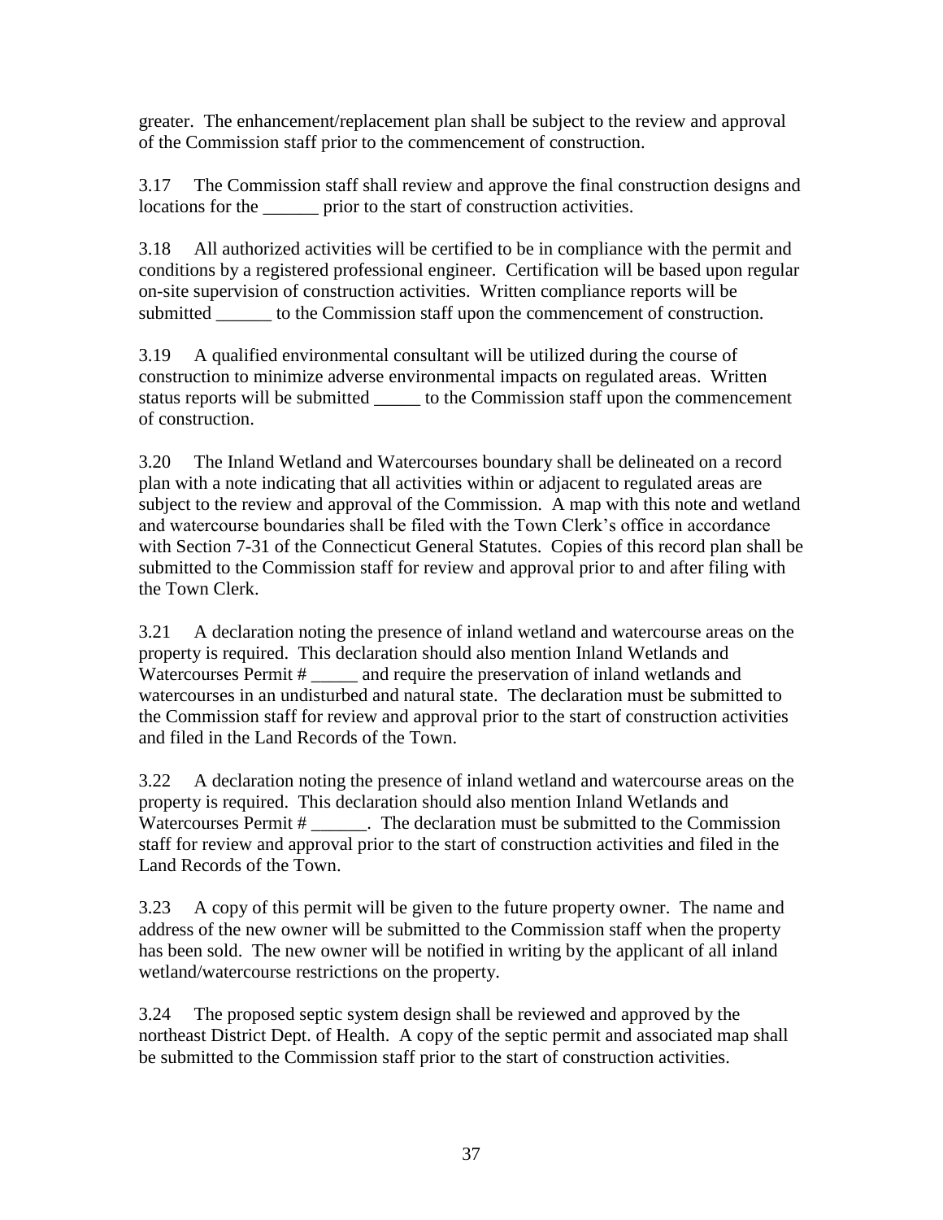greater. The enhancement/replacement plan shall be subject to the review and approval of the Commission staff prior to the commencement of construction.

3.17 The Commission staff shall review and approve the final construction designs and locations for the ______ prior to the start of construction activities.

3.18 All authorized activities will be certified to be in compliance with the permit and conditions by a registered professional engineer. Certification will be based upon regular on-site supervision of construction activities. Written compliance reports will be submitted ______ to the Commission staff upon the commencement of construction.

3.19 A qualified environmental consultant will be utilized during the course of construction to minimize adverse environmental impacts on regulated areas. Written status reports will be submitted _____ to the Commission staff upon the commencement of construction.

3.20 The Inland Wetland and Watercourses boundary shall be delineated on a record plan with a note indicating that all activities within or adjacent to regulated areas are subject to the review and approval of the Commission. A map with this note and wetland and watercourse boundaries shall be filed with the Town Clerk's office in accordance with Section 7-31 of the Connecticut General Statutes. Copies of this record plan shall be submitted to the Commission staff for review and approval prior to and after filing with the Town Clerk.

3.21 A declaration noting the presence of inland wetland and watercourse areas on the property is required. This declaration should also mention Inland Wetlands and Watercourses Permit # _____ and require the preservation of inland wetlands and watercourses in an undisturbed and natural state. The declaration must be submitted to the Commission staff for review and approval prior to the start of construction activities and filed in the Land Records of the Town.

3.22 A declaration noting the presence of inland wetland and watercourse areas on the property is required. This declaration should also mention Inland Wetlands and Watercourses Permit # ______. The declaration must be submitted to the Commission staff for review and approval prior to the start of construction activities and filed in the Land Records of the Town.

3.23 A copy of this permit will be given to the future property owner. The name and address of the new owner will be submitted to the Commission staff when the property has been sold. The new owner will be notified in writing by the applicant of all inland wetland/watercourse restrictions on the property.

3.24 The proposed septic system design shall be reviewed and approved by the northeast District Dept. of Health. A copy of the septic permit and associated map shall be submitted to the Commission staff prior to the start of construction activities.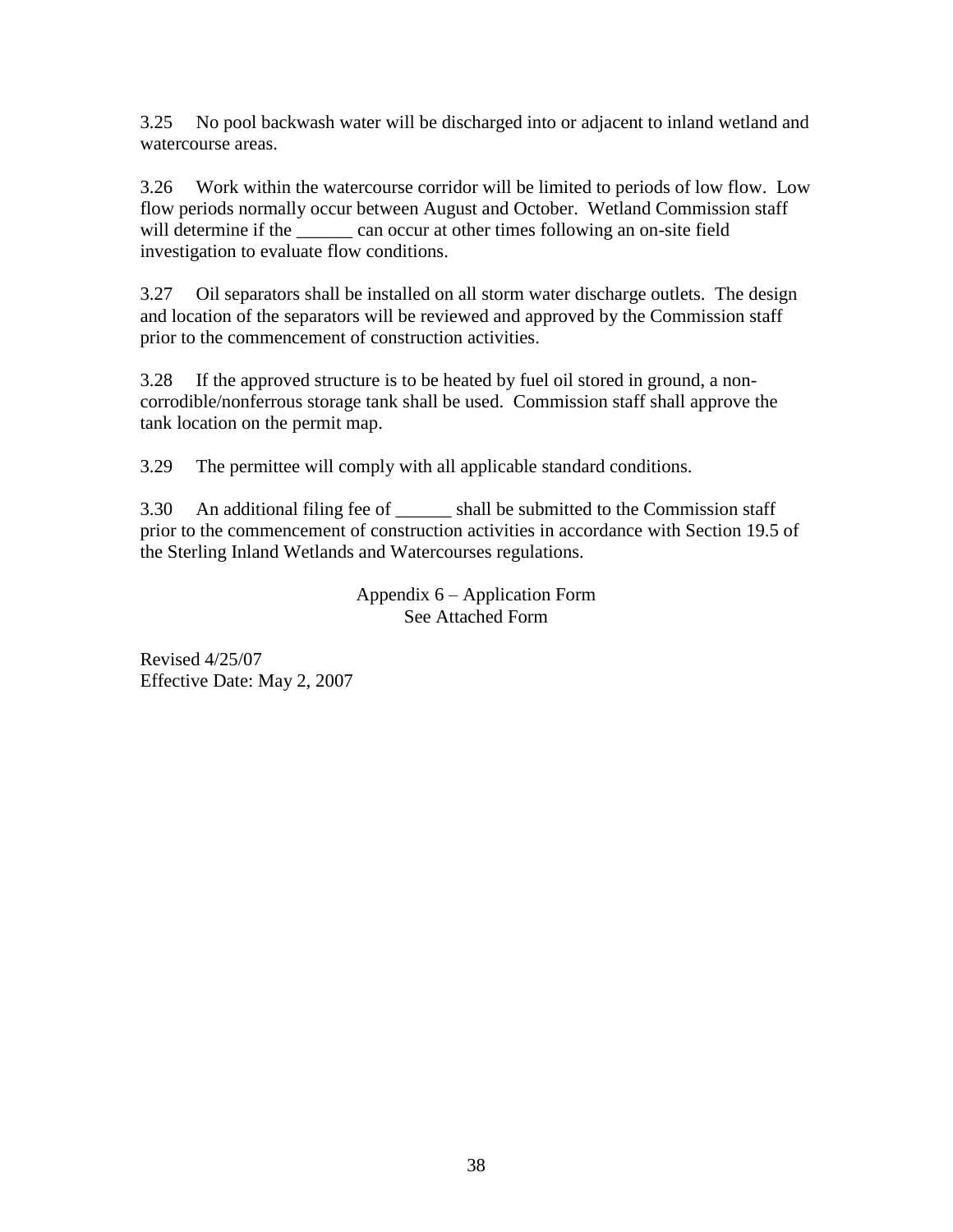3.25 No pool backwash water will be discharged into or adjacent to inland wetland and watercourse areas.

3.26 Work within the watercourse corridor will be limited to periods of low flow. Low flow periods normally occur between August and October. Wetland Commission staff will determine if the ______ can occur at other times following an on-site field investigation to evaluate flow conditions.

3.27 Oil separators shall be installed on all storm water discharge outlets. The design and location of the separators will be reviewed and approved by the Commission staff prior to the commencement of construction activities.

3.28 If the approved structure is to be heated by fuel oil stored in ground, a non-corrodible/nonferrous storage tank shall be used. Commission staff shall approve the tank location on the permit map.

3.29 The permittee will comply with all applicable standard conditions.

3.30 An additional filing fee of ______ shall be submitted to the Commission staff prior to the commencement of construction activities in accordance with Section 19.5 of the Sterling Inland Wetlands and Watercourses regulations.

Appendix 6 – Application Form
See Attached Form

Revised 4/25/07
Effective Date: May 2, 2007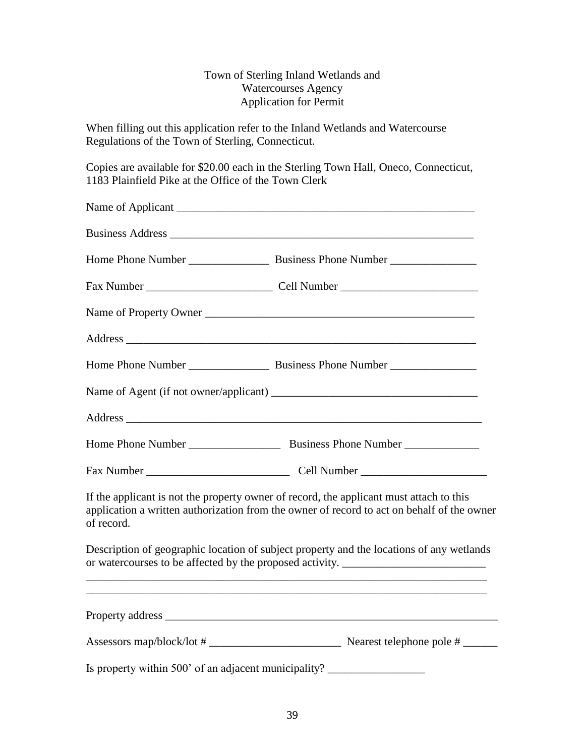Town of Sterling Inland Wetlands and
Watercourses Agency
Application for Permit

When filling out this application refer to the Inland Wetlands and Watercourse Regulations of the Town of Sterling, Connecticut.

Copies are available for $20.00 each in the Sterling Town Hall, Oneco, Connecticut, 1183 Plainfield Pike at the Office of the Town Clerk

Name of Applicant _______________________________________________________

Business Address _______________________________________________________

Home Phone Number ______________ Business Phone Number _______________

Fax Number ______________________ Cell Number ________________________

Name of Property Owner _________________________________________________

Address _______________________________________________________________

Home Phone Number ______________ Business Phone Number _______________

Name of Agent (if not owner/applicant) ___________________________________

Address _______________________________________________________________

Home Phone Number ________________ Business Phone Number _____________

Fax Number _________________________ Cell Number ______________________

If the applicant is not the property owner of record, the applicant must attach to this application a written authorization from the owner of record to act on behalf of the owner of record.

Description of geographic location of subject property and the locations of any wetlands or watercourses to be affected by the proposed activity. _________________________
________________________________________________________________________
________________________________________________________________________

Property address ________________________________________________________

Assessors map/block/lot # _______________________ Nearest telephone pole # ______

Is property within 500' of an adjacent municipality? _________________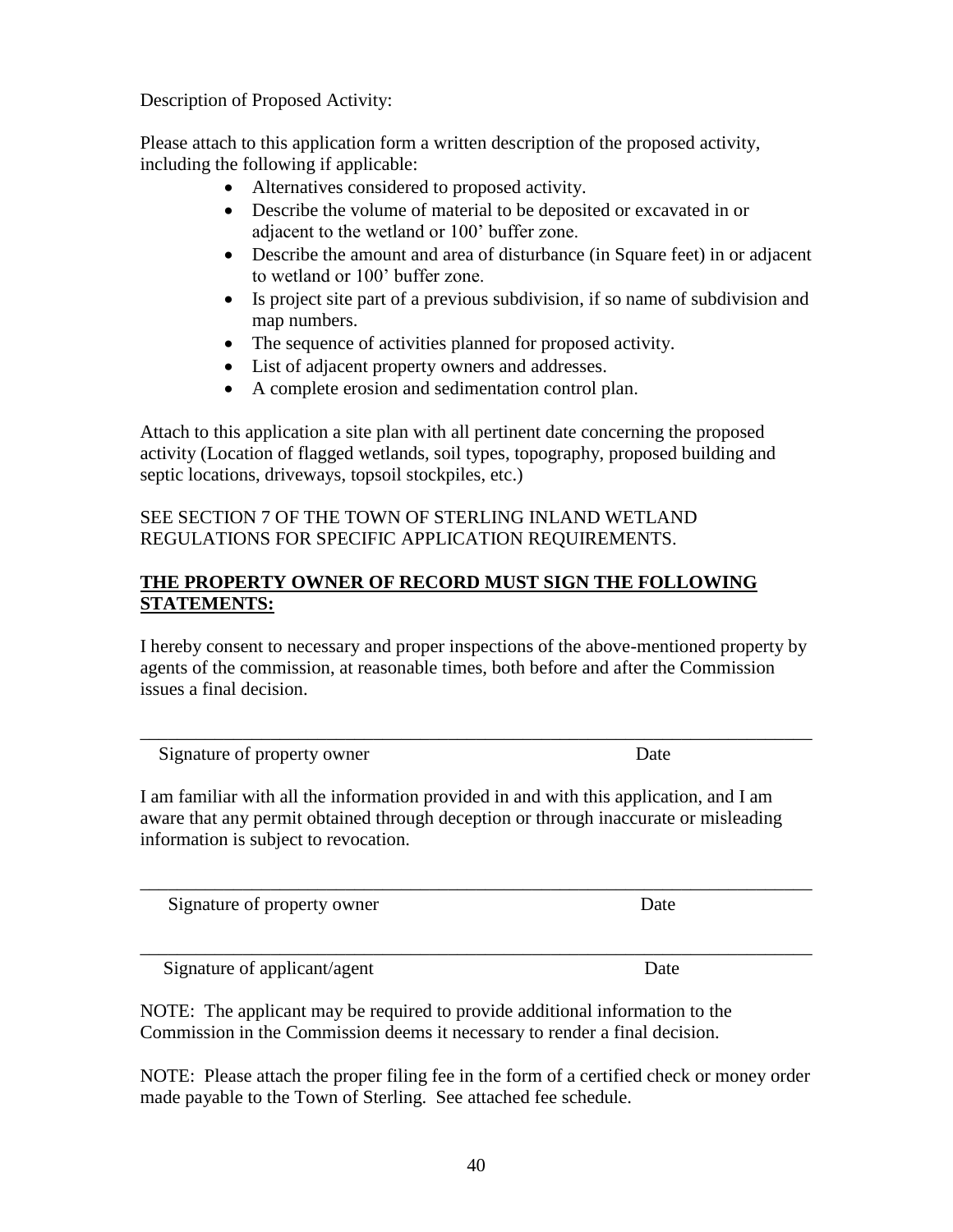Description of Proposed Activity:

Please attach to this application form a written description of the proposed activity, including the following if applicable:

- Alternatives considered to proposed activity.
- Describe the volume of material to be deposited or excavated in or adjacent to the wetland or 100' buffer zone.
- Describe the amount and area of disturbance (in Square feet) in or adjacent to wetland or 100' buffer zone.
- Is project site part of a previous subdivision, if so name of subdivision and map numbers.
- The sequence of activities planned for proposed activity.
- List of adjacent property owners and addresses.
- A complete erosion and sedimentation control plan.

Attach to this application a site plan with all pertinent date concerning the proposed activity (Location of flagged wetlands, soil types, topography, proposed building and septic locations, driveways, topsoil stockpiles, etc.)

SEE SECTION 7 OF THE TOWN OF STERLING INLAND WETLAND REGULATIONS FOR SPECIFIC APPLICATION REQUIREMENTS.

**THE PROPERTY OWNER OF RECORD MUST SIGN THE FOLLOWING STATEMENTS:**

I hereby consent to necessary and proper inspections of the above-mentioned property by agents of the commission, at reasonable times, both before and after the Commission issues a final decision.

_______________________________________________________________________________

Signature of property owner                                        Date

I am familiar with all the information provided in and with this application, and I am aware that any permit obtained through deception or through inaccurate or misleading information is subject to revocation.

_______________________________________________________________________________

Signature of property owner                                        Date

_______________________________________________________________________________

Signature of applicant/agent                                        Date

NOTE: The applicant may be required to provide additional information to the Commission in the Commission deems it necessary to render a final decision.

NOTE: Please attach the proper filing fee in the form of a certified check or money order made payable to the Town of Sterling. See attached fee schedule.